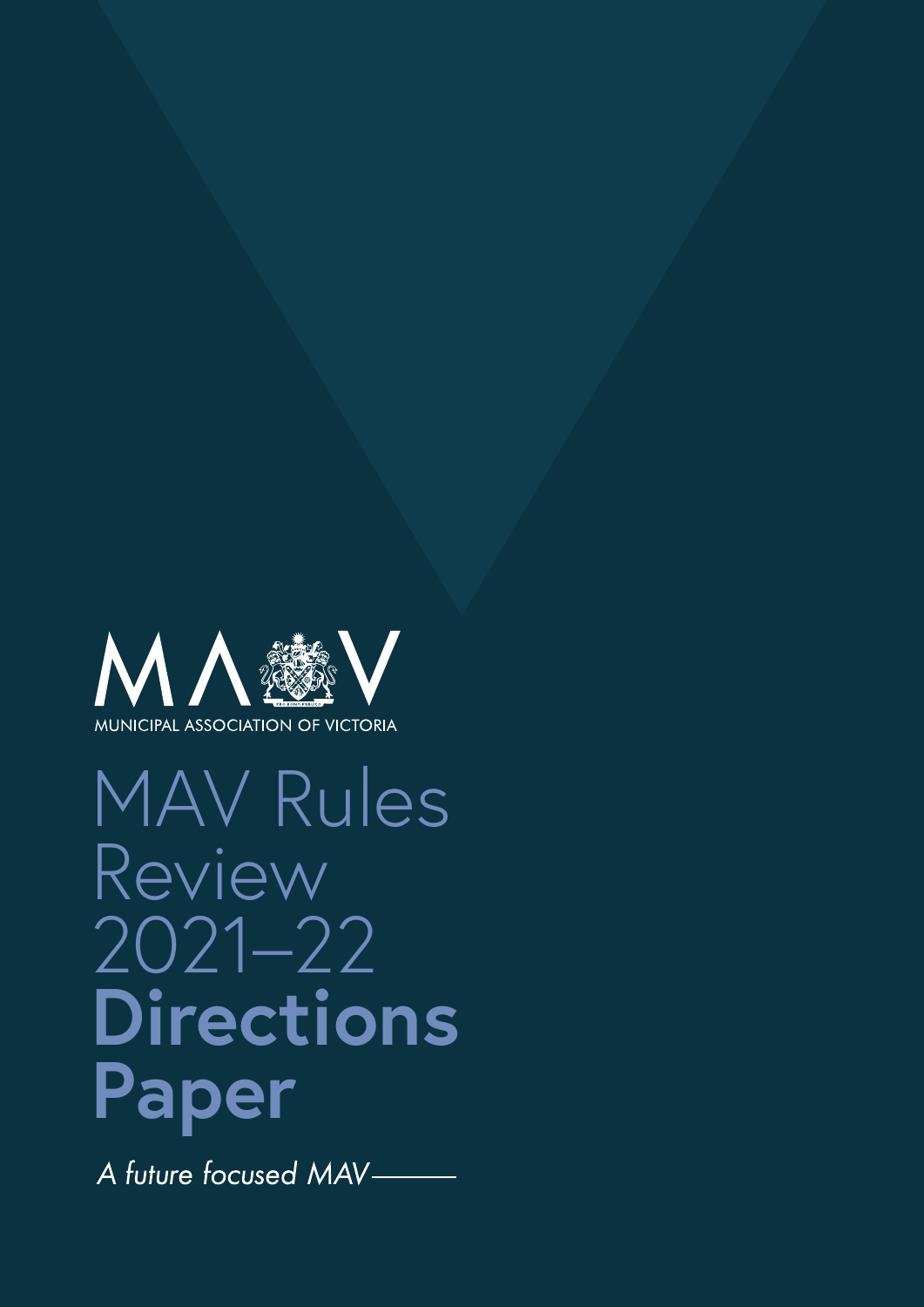MAV

MUNICIPAL ASSOCIATION OF VICTORIA

# MAV Rules Review 2021–22 **Directions Paper**

*A future focused MAV*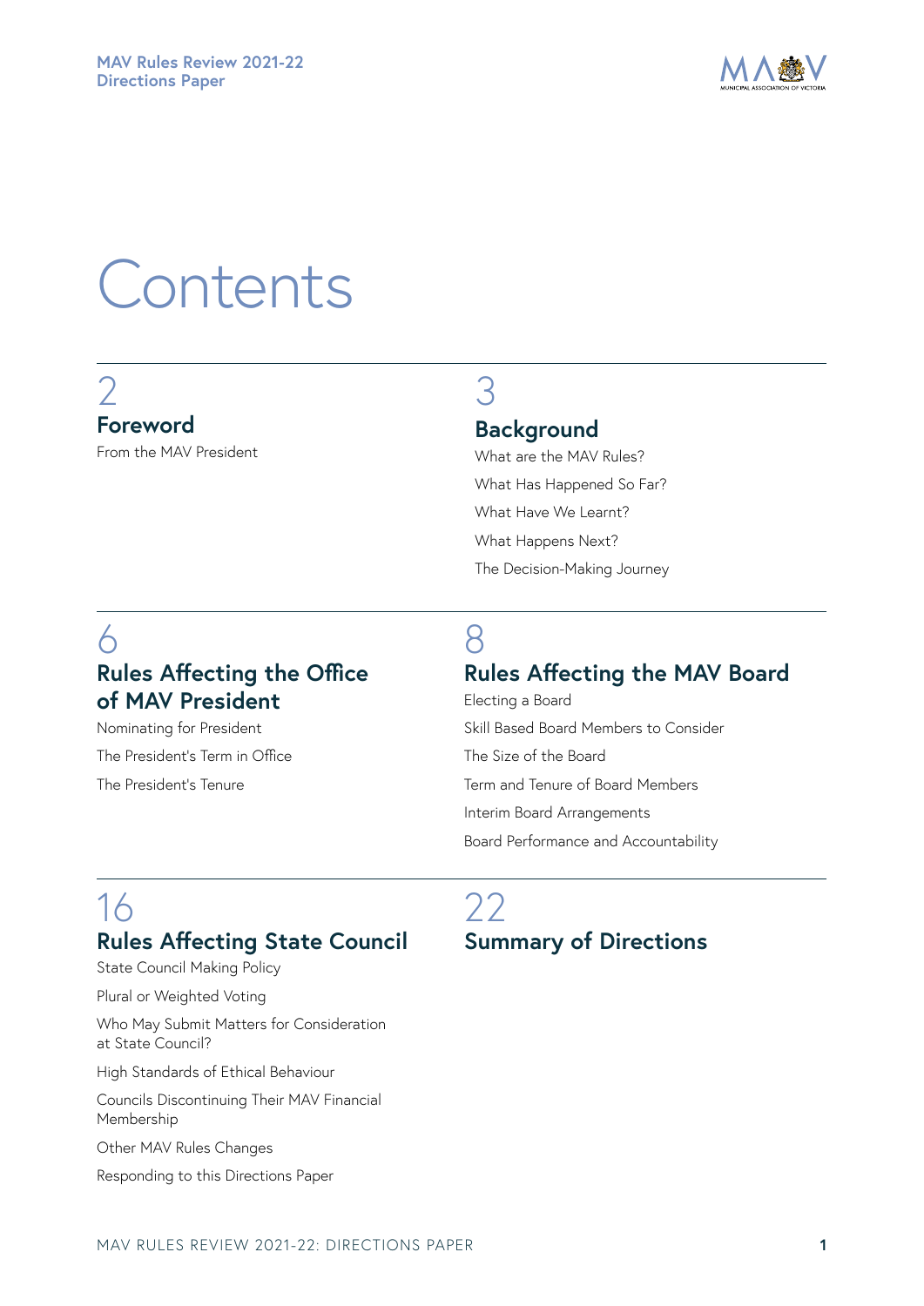# Contents

2

## Foreword

From the MAV President

3

## Background

What are the MAV Rules?

What Has Happened So Far?

What Have We Learnt?

What Happens Next?

The Decision-Making Journey

6

## Rules Affecting the Office of MAV President

Nominating for President

The President's Term in Office

The President's Tenure

8

## Rules Affecting the MAV Board

Electing a Board

Skill Based Board Members to Consider

The Size of the Board

Term and Tenure of Board Members

Interim Board Arrangements

Board Performance and Accountability

16

## Rules Affecting State Council

State Council Making Policy

Plural or Weighted Voting

Who May Submit Matters for Consideration at State Council?

High Standards of Ethical Behaviour

Councils Discontinuing Their MAV Financial Membership

Other MAV Rules Changes

Responding to this Directions Paper

22

## Summary of Directions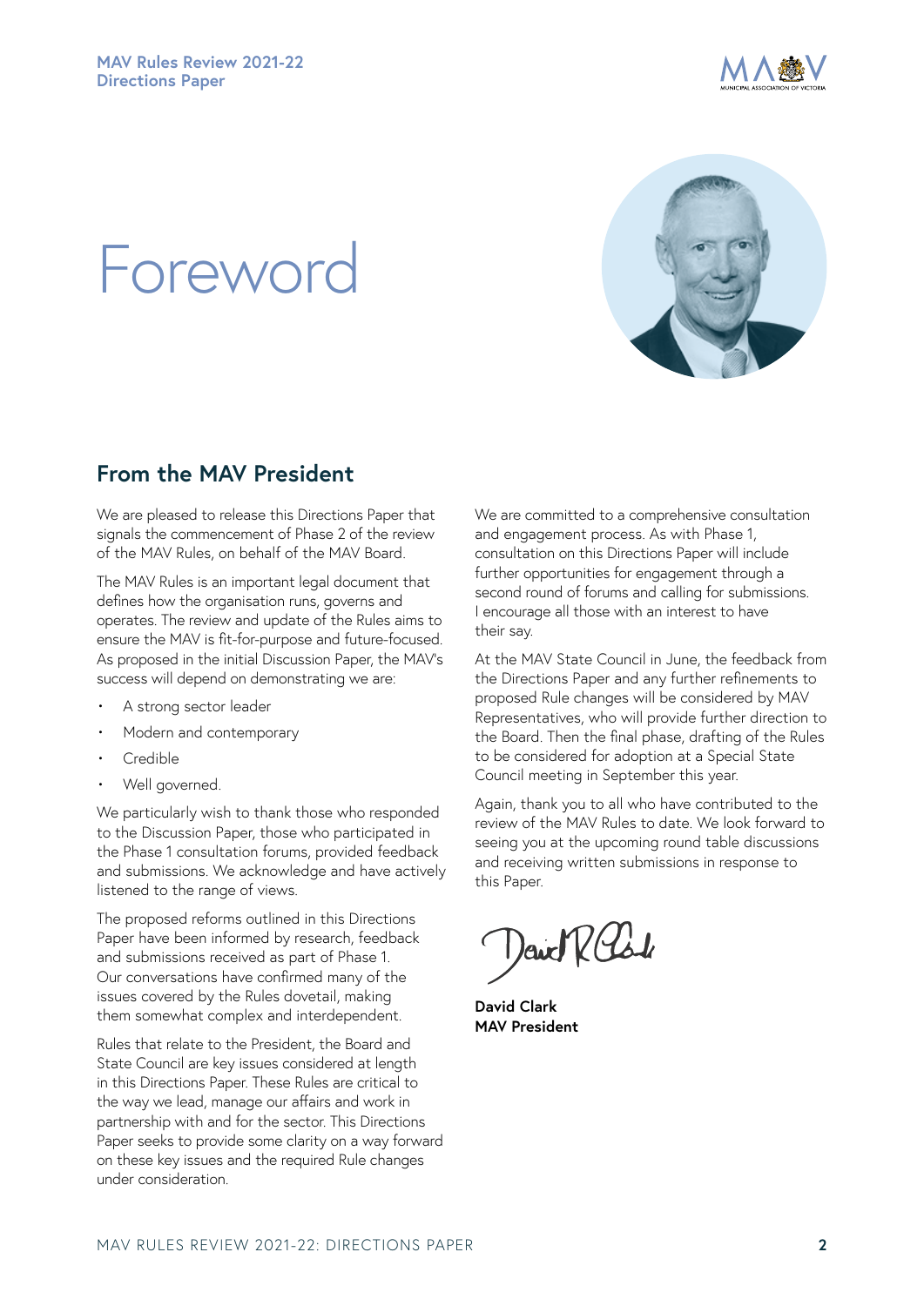# Foreword

## From the MAV President

We are pleased to release this Directions Paper that signals the commencement of Phase 2 of the review of the MAV Rules, on behalf of the MAV Board.

The MAV Rules is an important legal document that defines how the organisation runs, governs and operates. The review and update of the Rules aims to ensure the MAV is fit-for-purpose and future-focused. As proposed in the initial Discussion Paper, the MAV's success will depend on demonstrating we are:

- A strong sector leader
- Modern and contemporary
- Credible
- Well governed.

We particularly wish to thank those who responded to the Discussion Paper, those who participated in the Phase 1 consultation forums, provided feedback and submissions. We acknowledge and have actively listened to the range of views.

The proposed reforms outlined in this Directions Paper have been informed by research, feedback and submissions received as part of Phase 1. Our conversations have confirmed many of the issues covered by the Rules dovetail, making them somewhat complex and interdependent.

Rules that relate to the President, the Board and State Council are key issues considered at length in this Directions Paper. These Rules are critical to the way we lead, manage our affairs and work in partnership with and for the sector. This Directions Paper seeks to provide some clarity on a way forward on these key issues and the required Rule changes under consideration.

We are committed to a comprehensive consultation and engagement process. As with Phase 1, consultation on this Directions Paper will include further opportunities for engagement through a second round of forums and calling for submissions. I encourage all those with an interest to have their say.

At the MAV State Council in June, the feedback from the Directions Paper and any further refinements to proposed Rule changes will be considered by MAV Representatives, who will provide further direction to the Board. Then the final phase, drafting of the Rules to be considered for adoption at a Special State Council meeting in September this year.

Again, thank you to all who have contributed to the review of the MAV Rules to date. We look forward to seeing you at the upcoming round table discussions and receiving written submissions in response to this Paper.

**David Clark**
**MAV President**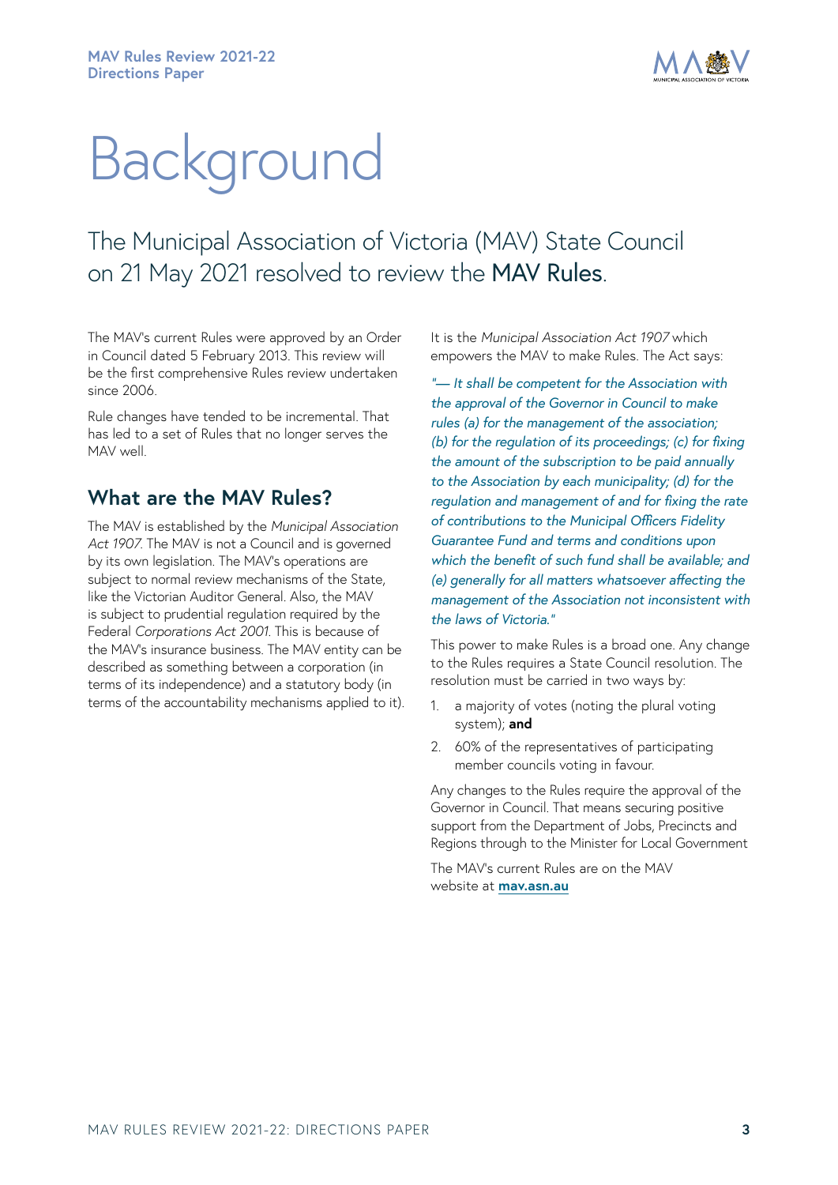# Background

## The Municipal Association of Victoria (MAV) State Council on 21 May 2021 resolved to review the MAV Rules.

The MAV's current Rules were approved by an Order in Council dated 5 February 2013. This review will be the first comprehensive Rules review undertaken since 2006.

Rule changes have tended to be incremental. That has led to a set of Rules that no longer serves the MAV well.

### What are the MAV Rules?

The MAV is established by the *Municipal Association Act 1907*. The MAV is not a Council and is governed by its own legislation. The MAV's operations are subject to normal review mechanisms of the State, like the Victorian Auditor General. Also, the MAV is subject to prudential regulation required by the Federal *Corporations Act 2001*. This is because of the MAV's insurance business. The MAV entity can be described as something between a corporation (in terms of its independence) and a statutory body (in terms of the accountability mechanisms applied to it).

It is the *Municipal Association Act 1907* which empowers the MAV to make Rules. The Act says:

*"— It shall be competent for the Association with the approval of the Governor in Council to make rules (a) for the management of the association; (b) for the regulation of its proceedings; (c) for fixing the amount of the subscription to be paid annually to the Association by each municipality; (d) for the regulation and management of and for fixing the rate of contributions to the Municipal Officers Fidelity Guarantee Fund and terms and conditions upon which the benefit of such fund shall be available; and (e) generally for all matters whatsoever affecting the management of the Association not inconsistent with the laws of Victoria."*

This power to make Rules is a broad one. Any change to the Rules requires a State Council resolution. The resolution must be carried in two ways by:

1. a majority of votes (noting the plural voting system); **and**
2. 60% of the representatives of participating member councils voting in favour.

Any changes to the Rules require the approval of the Governor in Council. That means securing positive support from the Department of Jobs, Precincts and Regions through to the Minister for Local Government

The MAV's current Rules are on the MAV website at **mav.asn.au**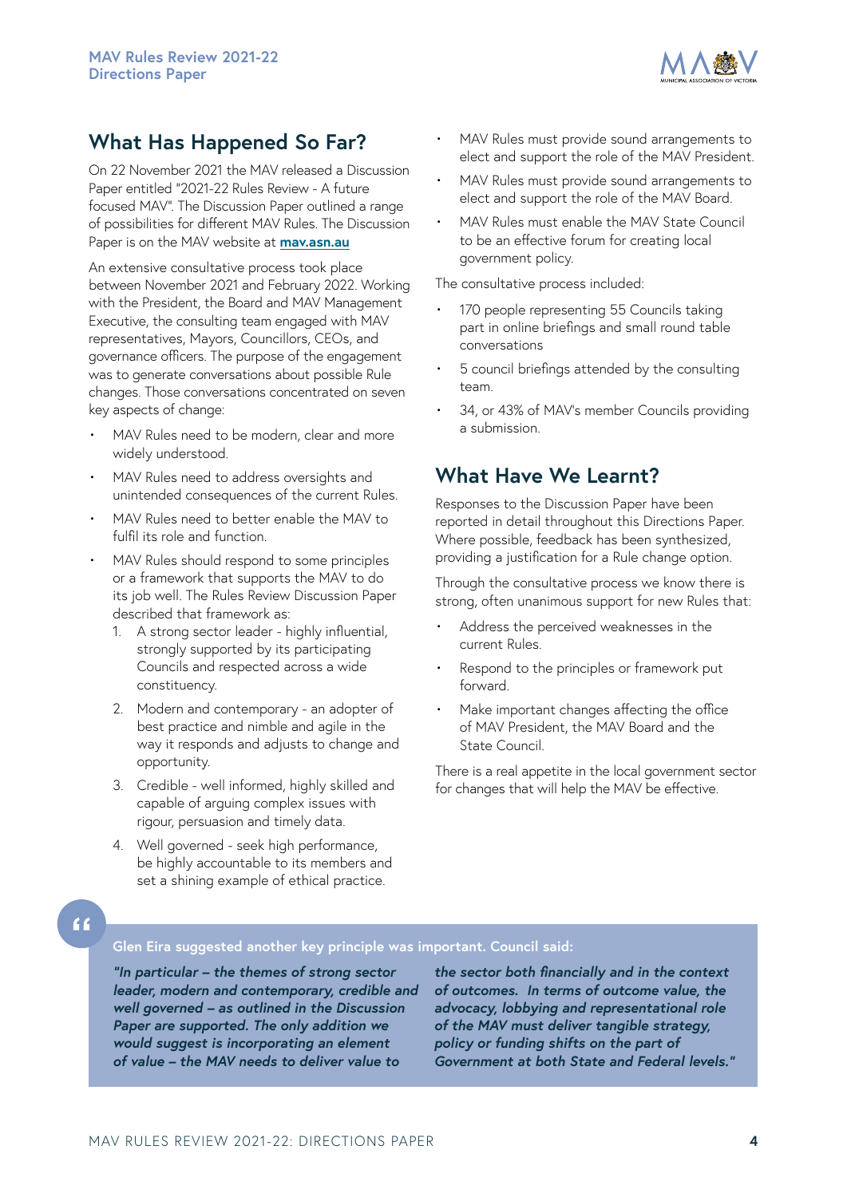## What Has Happened So Far?

On 22 November 2021 the MAV released a Discussion Paper entitled "2021-22 Rules Review - A future focused MAV". The Discussion Paper outlined a range of possibilities for different MAV Rules. The Discussion Paper is on the MAV website at **mav.asn.au**

An extensive consultative process took place between November 2021 and February 2022. Working with the President, the Board and MAV Management Executive, the consulting team engaged with MAV representatives, Mayors, Councillors, CEOs, and governance officers. The purpose of the engagement was to generate conversations about possible Rule changes. Those conversations concentrated on seven key aspects of change:

- MAV Rules need to be modern, clear and more widely understood.
- MAV Rules need to address oversights and unintended consequences of the current Rules.
- MAV Rules need to better enable the MAV to fulfil its role and function.
- MAV Rules should respond to some principles or a framework that supports the MAV to do its job well. The Rules Review Discussion Paper described that framework as:
  1. A strong sector leader - highly influential, strongly supported by its participating Councils and respected across a wide constituency.
  2. Modern and contemporary - an adopter of best practice and nimble and agile in the way it responds and adjusts to change and opportunity.
  3. Credible - well informed, highly skilled and capable of arguing complex issues with rigour, persuasion and timely data.
  4. Well governed - seek high performance, be highly accountable to its members and set a shining example of ethical practice.
- MAV Rules must provide sound arrangements to elect and support the role of the MAV President.
- MAV Rules must provide sound arrangements to elect and support the role of the MAV Board.
- MAV Rules must enable the MAV State Council to be an effective forum for creating local government policy.

The consultative process included:

- 170 people representing 55 Councils taking part in online briefings and small round table conversations
- 5 council briefings attended by the consulting team.
- 34, or 43% of MAV's member Councils providing a submission.

## What Have We Learnt?

Responses to the Discussion Paper have been reported in detail throughout this Directions Paper. Where possible, feedback has been synthesized, providing a justification for a Rule change option.

Through the consultative process we know there is strong, often unanimous support for new Rules that:

- Address the perceived weaknesses in the current Rules.
- Respond to the principles or framework put forward.
- Make important changes affecting the office of MAV President, the MAV Board and the State Council.

There is a real appetite in the local government sector for changes that will help the MAV be effective.

> **Glen Eira suggested another key principle was important. Council said:**
>
> ***"In particular – the themes of strong sector leader, modern and contemporary, credible and well governed – as outlined in the Discussion Paper are supported. The only addition we would suggest is incorporating an element of value – the MAV needs to deliver value to the sector both financially and in the context of outcomes. In terms of outcome value, the advocacy, lobbying and representational role of the MAV must deliver tangible strategy, policy or funding shifts on the part of Government at both State and Federal levels."***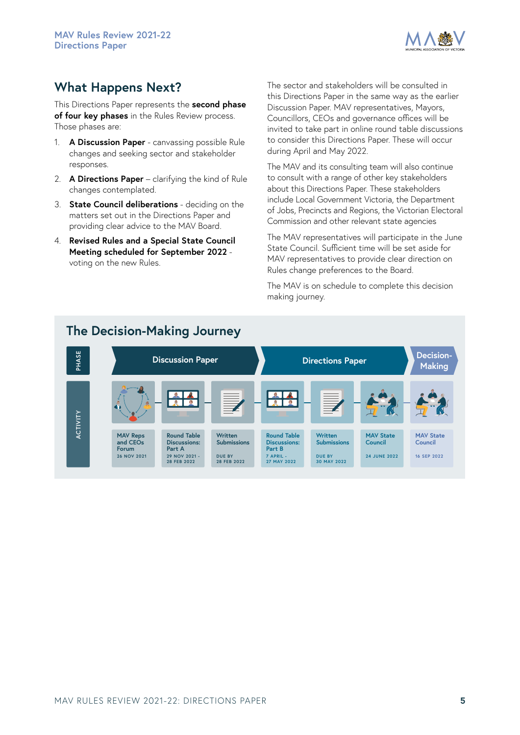## What Happens Next?

This Directions Paper represents the **second phase of four key phases** in the Rules Review process. Those phases are:

1. **A Discussion Paper** - canvassing possible Rule changes and seeking sector and stakeholder responses.
2. **A Directions Paper** – clarifying the kind of Rule changes contemplated.
3. **State Council deliberations** - deciding on the matters set out in the Directions Paper and providing clear advice to the MAV Board.
4. **Revised Rules and a Special State Council Meeting scheduled for September 2022** - voting on the new Rules.

The sector and stakeholders will be consulted in this Directions Paper in the same way as the earlier Discussion Paper. MAV representatives, Mayors, Councillors, CEOs and governance offices will be invited to take part in online round table discussions to consider this Directions Paper. These will occur during April and May 2022.

The MAV and its consulting team will also continue to consult with a range of other key stakeholders about this Directions Paper. These stakeholders include Local Government Victoria, the Department of Jobs, Precincts and Regions, the Victorian Electoral Commission and other relevant state agencies

The MAV representatives will participate in the June State Council. Sufficient time will be set aside for MAV representatives to provide clear direction on Rules change preferences to the Board.

The MAV is on schedule to complete this decision making journey.

### The Decision-Making Journey

| Phase | Activity | Date |
|---|---|---|
| Discussion Paper | MAV Reps and CEOs Forum | 26 NOV 2021 |
| Discussion Paper | Round Table Discussions: Part A | 29 NOV 2021 - 28 FEB 2022 |
| Discussion Paper | Written Submissions | DUE BY 28 FEB 2022 |
| Directions Paper | Round Table Discussions: Part B | 7 APRIL - 27 MAY 2022 |
| Directions Paper | Written Submissions | DUE BY 30 MAY 2022 |
| Directions Paper | MAV State Council | 24 JUNE 2022 |
| Decision-Making | MAV State Council | 16 SEP 2022 |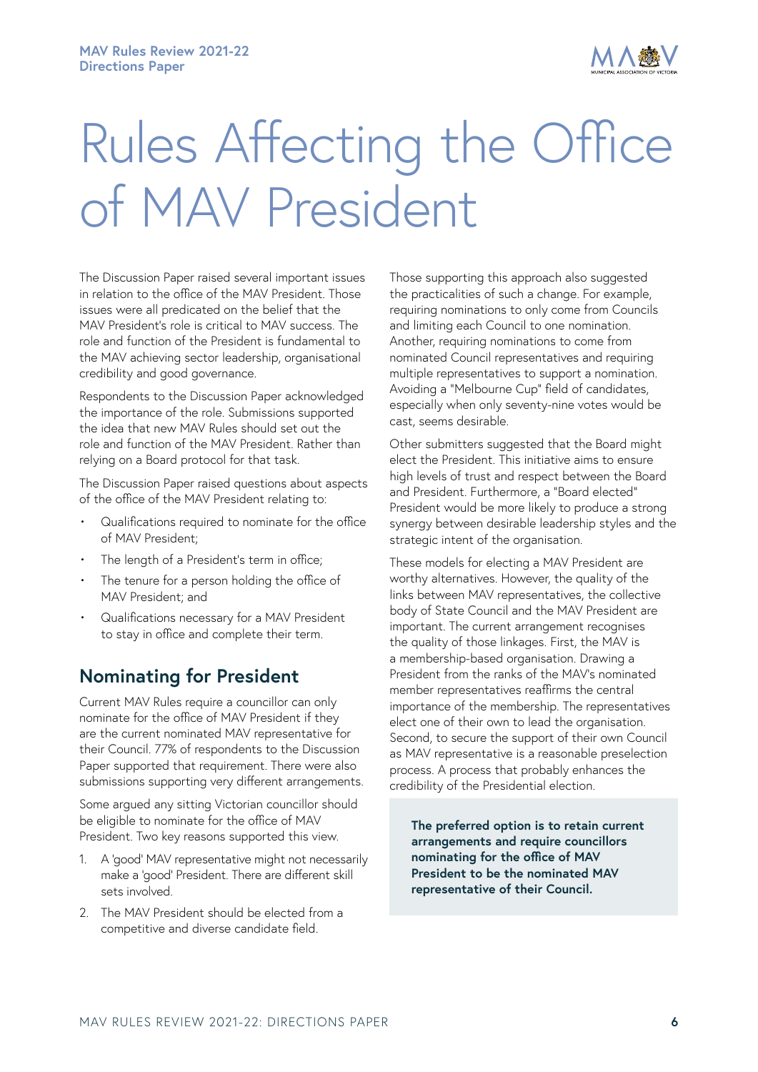# Rules Affecting the Office of MAV President

The Discussion Paper raised several important issues in relation to the office of the MAV President. Those issues were all predicated on the belief that the MAV President's role is critical to MAV success. The role and function of the President is fundamental to the MAV achieving sector leadership, organisational credibility and good governance.

Respondents to the Discussion Paper acknowledged the importance of the role. Submissions supported the idea that new MAV Rules should set out the role and function of the MAV President. Rather than relying on a Board protocol for that task.

The Discussion Paper raised questions about aspects of the office of the MAV President relating to:

- Qualifications required to nominate for the office of MAV President;
- The length of a President's term in office;
- The tenure for a person holding the office of MAV President; and
- Qualifications necessary for a MAV President to stay in office and complete their term.

## Nominating for President

Current MAV Rules require a councillor can only nominate for the office of MAV President if they are the current nominated MAV representative for their Council. 77% of respondents to the Discussion Paper supported that requirement. There were also submissions supporting very different arrangements.

Some argued any sitting Victorian councillor should be eligible to nominate for the office of MAV President. Two key reasons supported this view.

1. A 'good' MAV representative might not necessarily make a 'good' President. There are different skill sets involved.
2. The MAV President should be elected from a competitive and diverse candidate field.

Those supporting this approach also suggested the practicalities of such a change. For example, requiring nominations to only come from Councils and limiting each Council to one nomination. Another, requiring nominations to come from nominated Council representatives and requiring multiple representatives to support a nomination. Avoiding a "Melbourne Cup" field of candidates, especially when only seventy-nine votes would be cast, seems desirable.

Other submitters suggested that the Board might elect the President. This initiative aims to ensure high levels of trust and respect between the Board and President. Furthermore, a "Board elected" President would be more likely to produce a strong synergy between desirable leadership styles and the strategic intent of the organisation.

These models for electing a MAV President are worthy alternatives. However, the quality of the links between MAV representatives, the collective body of State Council and the MAV President are important. The current arrangement recognises the quality of those linkages. First, the MAV is a membership-based organisation. Drawing a President from the ranks of the MAV's nominated member representatives reaffirms the central importance of the membership. The representatives elect one of their own to lead the organisation. Second, to secure the support of their own Council as MAV representative is a reasonable preselection process. A process that probably enhances the credibility of the Presidential election.

**The preferred option is to retain current arrangements and require councillors nominating for the office of MAV President to be the nominated MAV representative of their Council.**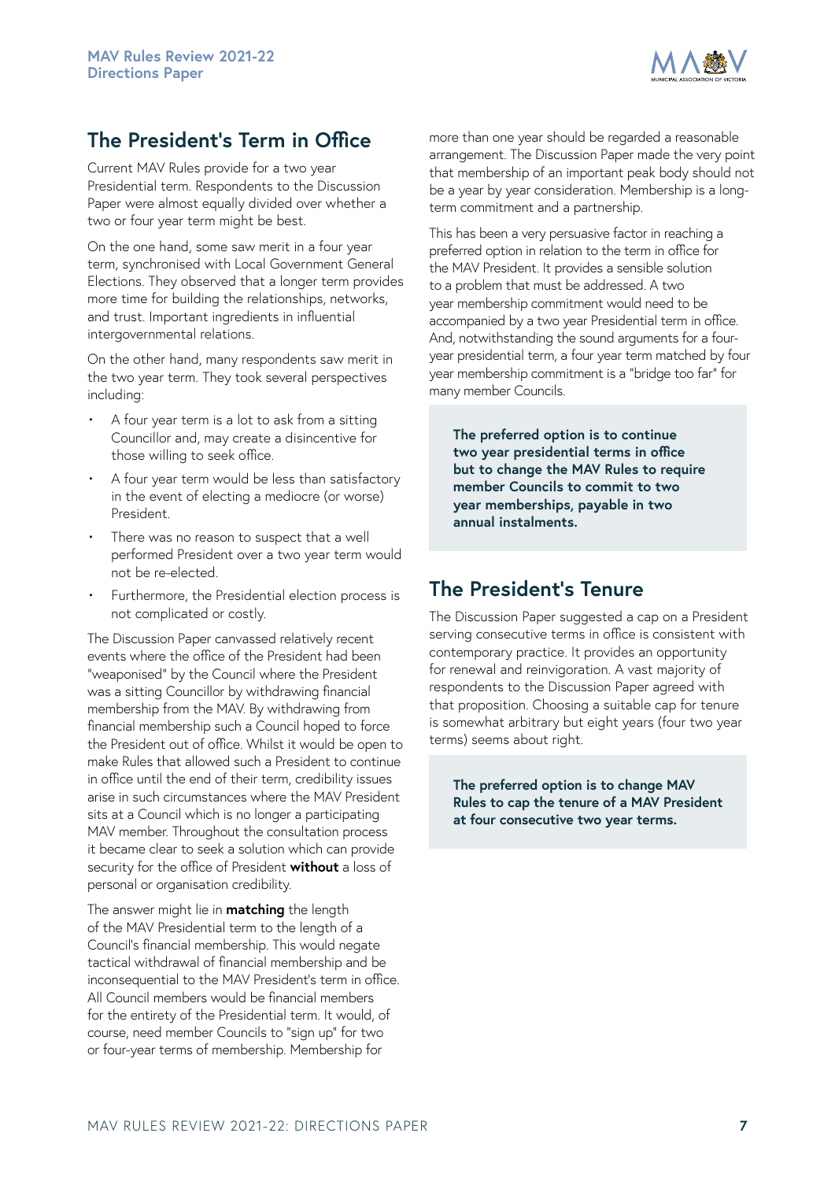## The President's Term in Office

Current MAV Rules provide for a two year Presidential term. Respondents to the Discussion Paper were almost equally divided over whether a two or four year term might be best.

On the one hand, some saw merit in a four year term, synchronised with Local Government General Elections. They observed that a longer term provides more time for building the relationships, networks, and trust. Important ingredients in influential intergovernmental relations.

On the other hand, many respondents saw merit in the two year term. They took several perspectives including:

- A four year term is a lot to ask from a sitting Councillor and, may create a disincentive for those willing to seek office.
- A four year term would be less than satisfactory in the event of electing a mediocre (or worse) President.
- There was no reason to suspect that a well performed President over a two year term would not be re-elected.
- Furthermore, the Presidential election process is not complicated or costly.

The Discussion Paper canvassed relatively recent events where the office of the President had been "weaponised" by the Council where the President was a sitting Councillor by withdrawing financial membership from the MAV. By withdrawing from financial membership such a Council hoped to force the President out of office. Whilst it would be open to make Rules that allowed such a President to continue in office until the end of their term, credibility issues arise in such circumstances where the MAV President sits at a Council which is no longer a participating MAV member. Throughout the consultation process it became clear to seek a solution which can provide security for the office of President **without** a loss of personal or organisation credibility.

The answer might lie in **matching** the length of the MAV Presidential term to the length of a Council's financial membership. This would negate tactical withdrawal of financial membership and be inconsequential to the MAV President's term in office. All Council members would be financial members for the entirety of the Presidential term. It would, of course, need member Councils to "sign up" for two or four-year terms of membership. Membership for more than one year should be regarded a reasonable arrangement. The Discussion Paper made the very point that membership of an important peak body should not be a year by year consideration. Membership is a long-term commitment and a partnership.

This has been a very persuasive factor in reaching a preferred option in relation to the term in office for the MAV President. It provides a sensible solution to a problem that must be addressed. A two year membership commitment would need to be accompanied by a two year Presidential term in office. And, notwithstanding the sound arguments for a four-year presidential term, a four year term matched by four year membership commitment is a "bridge too far" for many member Councils.

**The preferred option is to continue two year presidential terms in office but to change the MAV Rules to require member Councils to commit to two year memberships, payable in two annual instalments.**

## The President's Tenure

The Discussion Paper suggested a cap on a President serving consecutive terms in office is consistent with contemporary practice. It provides an opportunity for renewal and reinvigoration. A vast majority of respondents to the Discussion Paper agreed with that proposition. Choosing a suitable cap for tenure is somewhat arbitrary but eight years (four two year terms) seems about right.

**The preferred option is to change MAV Rules to cap the tenure of a MAV President at four consecutive two year terms.**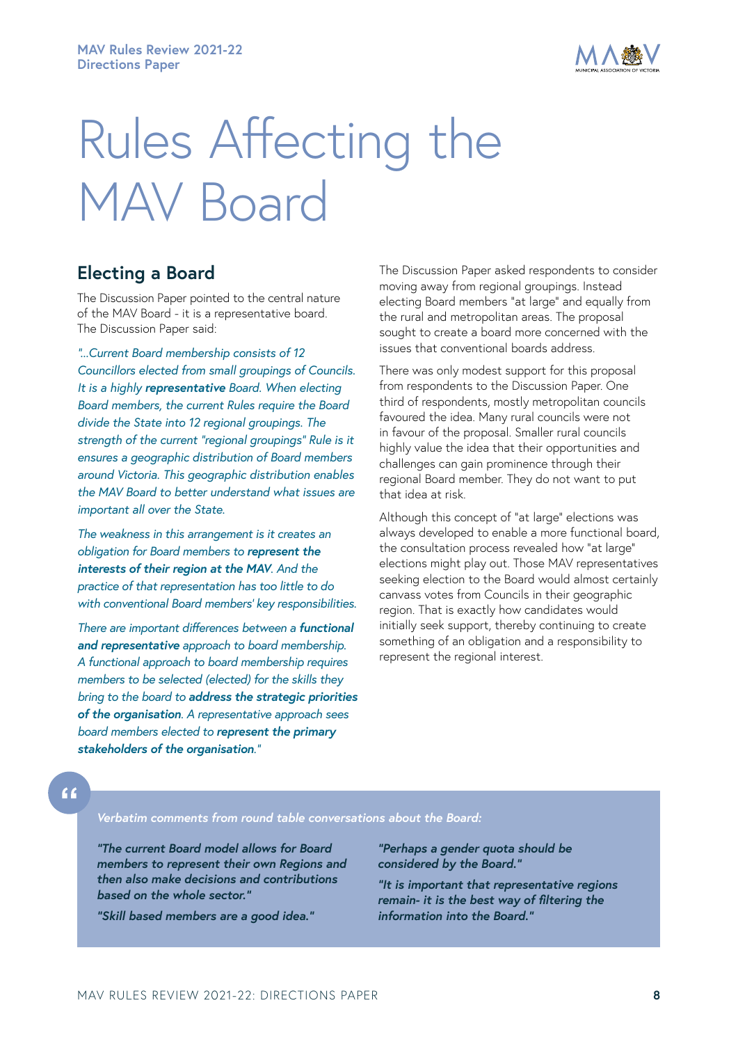# Rules Affecting the MAV Board

## Electing a Board

The Discussion Paper pointed to the central nature of the MAV Board - it is a representative board. The Discussion Paper said:

*"...Current Board membership consists of 12 Councillors elected from small groupings of Councils. It is a highly **representative** Board. When electing Board members, the current Rules require the Board divide the State into 12 regional groupings. The strength of the current "regional groupings" Rule is it ensures a geographic distribution of Board members around Victoria. This geographic distribution enables the MAV Board to better understand what issues are important all over the State.*

*The weakness in this arrangement is it creates an obligation for Board members to **represent the interests of their region at the MAV**. And the practice of that representation has too little to do with conventional Board members' key responsibilities.*

*There are important differences between a **functional and representative** approach to board membership. A functional approach to board membership requires members to be selected (elected) for the skills they bring to the board to **address the strategic priorities of the organisation**. A representative approach sees board members elected to **represent the primary stakeholders of the organisation**."*

The Discussion Paper asked respondents to consider moving away from regional groupings. Instead electing Board members "at large" and equally from the rural and metropolitan areas. The proposal sought to create a board more concerned with the issues that conventional boards address.

There was only modest support for this proposal from respondents to the Discussion Paper. One third of respondents, mostly metropolitan councils favoured the idea. Many rural councils were not in favour of the proposal. Smaller rural councils highly value the idea that their opportunities and challenges can gain prominence through their regional Board member. They do not want to put that idea at risk.

Although this concept of "at large" elections was always developed to enable a more functional board, the consultation process revealed how "at large" elections might play out. Those MAV representatives seeking election to the Board would almost certainly canvass votes from Councils in their geographic region. That is exactly how candidates would initially seek support, thereby continuing to create something of an obligation and a responsibility to represent the regional interest.

> *Verbatim comments from round table conversations about the Board:*
>
> ***"The current Board model allows for Board members to represent their own Regions and then also make decisions and contributions based on the whole sector."***
>
> ***"Skill based members are a good idea."***
>
> ***"Perhaps a gender quota should be considered by the Board."***
>
> ***"It is important that representative regions remain- it is the best way of filtering the information into the Board."***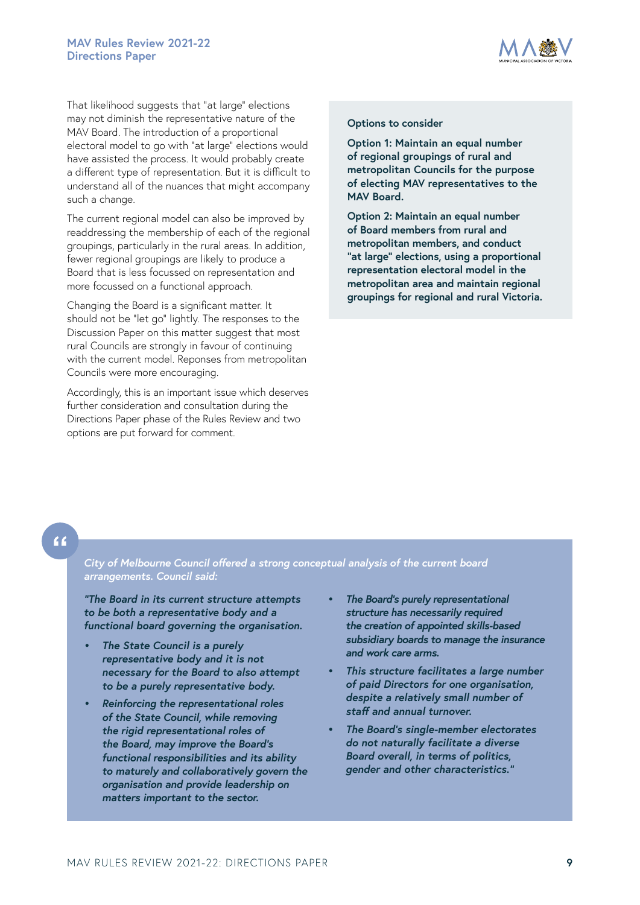That likelihood suggests that "at large" elections may not diminish the representative nature of the MAV Board. The introduction of a proportional electoral model to go with "at large" elections would have assisted the process. It would probably create a different type of representation. But it is difficult to understand all of the nuances that might accompany such a change.

The current regional model can also be improved by readdressing the membership of each of the regional groupings, particularly in the rural areas. In addition, fewer regional groupings are likely to produce a Board that is less focussed on representation and more focussed on a functional approach.

Changing the Board is a significant matter. It should not be "let go" lightly. The responses to the Discussion Paper on this matter suggest that most rural Councils are strongly in favour of continuing with the current model. Reponses from metropolitan Councils were more encouraging.

Accordingly, this is an important issue which deserves further consideration and consultation during the Directions Paper phase of the Rules Review and two options are put forward for comment.

**Options to consider**

**Option 1: Maintain an equal number of regional groupings of rural and metropolitan Councils for the purpose of electing MAV representatives to the MAV Board.**

**Option 2: Maintain an equal number of Board members from rural and metropolitan members, and conduct "at large" elections, using a proportional representation electoral model in the metropolitan area and maintain regional groupings for regional and rural Victoria.**

*City of Melbourne Council offered a strong conceptual analysis of the current board arrangements. Council said:*

***"The Board in its current structure attempts to be both a representative body and a functional board governing the organisation.***

- ***The State Council is a purely representative body and it is not necessary for the Board to also attempt to be a purely representative body.***
- ***Reinforcing the representational roles of the State Council, while removing the rigid representational roles of the Board, may improve the Board's functional responsibilities and its ability to maturely and collaboratively govern the organisation and provide leadership on matters important to the sector.***
- ***The Board's purely representational structure has necessarily required the creation of appointed skills-based subsidiary boards to manage the insurance and work care arms.***
- ***This structure facilitates a large number of paid Directors for one organisation, despite a relatively small number of staff and annual turnover.***
- ***The Board's single-member electorates do not naturally facilitate a diverse Board overall, in terms of politics, gender and other characteristics."***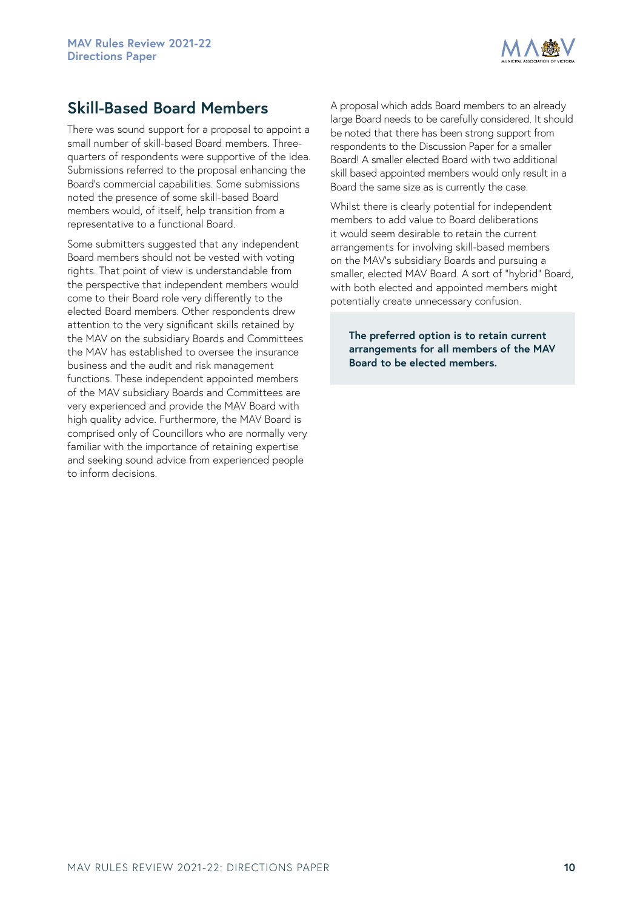## Skill-Based Board Members

There was sound support for a proposal to appoint a small number of skill-based Board members. Three-quarters of respondents were supportive of the idea. Submissions referred to the proposal enhancing the Board's commercial capabilities. Some submissions noted the presence of some skill-based Board members would, of itself, help transition from a representative to a functional Board.

Some submitters suggested that any independent Board members should not be vested with voting rights. That point of view is understandable from the perspective that independent members would come to their Board role very differently to the elected Board members. Other respondents drew attention to the very significant skills retained by the MAV on the subsidiary Boards and Committees the MAV has established to oversee the insurance business and the audit and risk management functions. These independent appointed members of the MAV subsidiary Boards and Committees are very experienced and provide the MAV Board with high quality advice. Furthermore, the MAV Board is comprised only of Councillors who are normally very familiar with the importance of retaining expertise and seeking sound advice from experienced people to inform decisions.

A proposal which adds Board members to an already large Board needs to be carefully considered. It should be noted that there has been strong support from respondents to the Discussion Paper for a smaller Board! A smaller elected Board with two additional skill based appointed members would only result in a Board the same size as is currently the case.

Whilst there is clearly potential for independent members to add value to Board deliberations it would seem desirable to retain the current arrangements for involving skill-based members on the MAV's subsidiary Boards and pursuing a smaller, elected MAV Board. A sort of "hybrid" Board, with both elected and appointed members might potentially create unnecessary confusion.

**The preferred option is to retain current arrangements for all members of the MAV Board to be elected members.**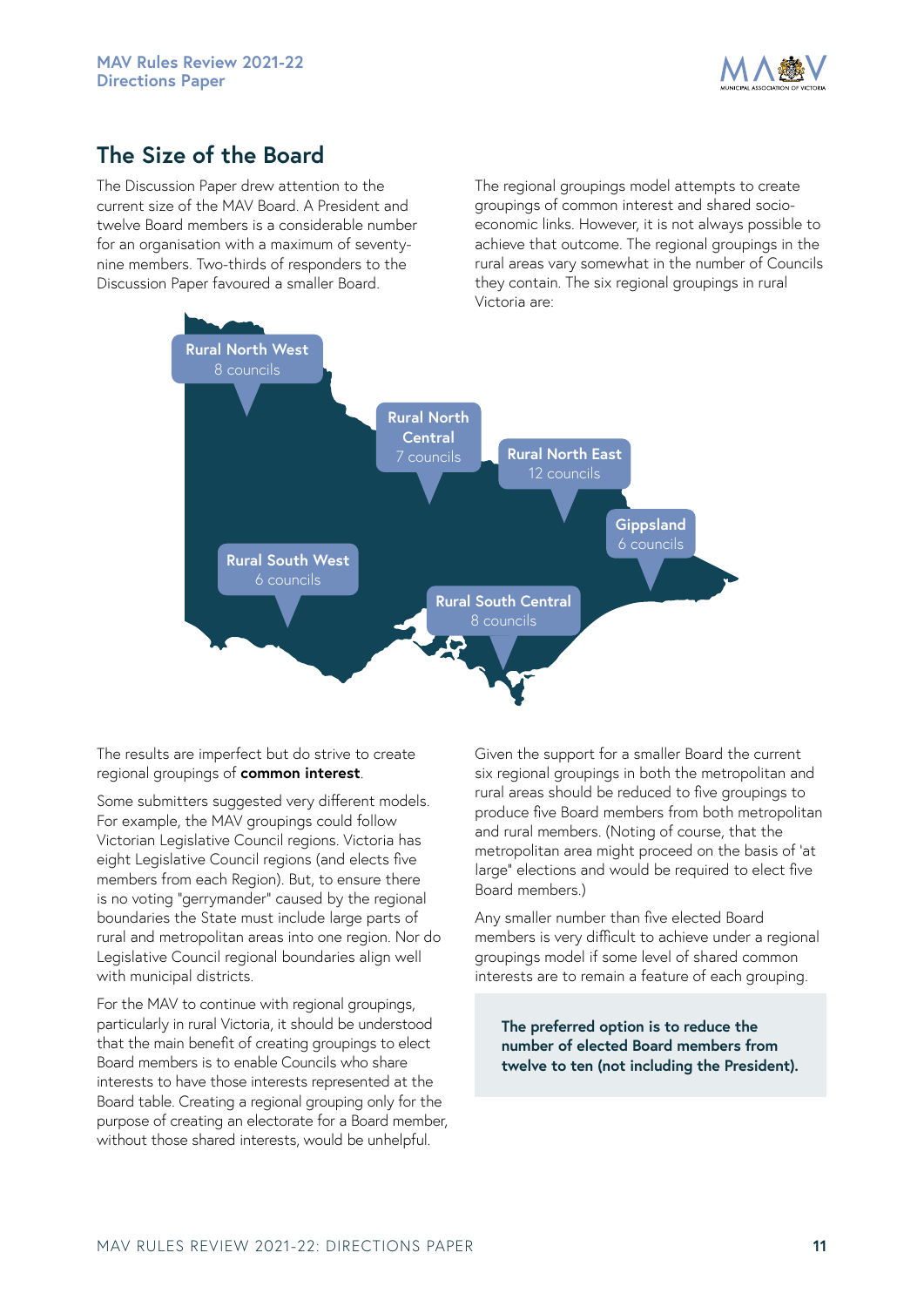## The Size of the Board

The Discussion Paper drew attention to the current size of the MAV Board. A President and twelve Board members is a considerable number for an organisation with a maximum of seventy-nine members. Two-thirds of responders to the Discussion Paper favoured a smaller Board.

The regional groupings model attempts to create groupings of common interest and shared socio-economic links. However, it is not always possible to achieve that outcome. The regional groupings in the rural areas vary somewhat in the number of Councils they contain. The six regional groupings in rural Victoria are:

- Rural North West – 8 councils
- Rural North Central – 7 councils
- Rural North East – 12 councils
- Gippsland – 6 councils
- Rural South West – 6 councils
- Rural South Central – 8 councils

The results are imperfect but do strive to create regional groupings of **common interest**.

Some submitters suggested very different models. For example, the MAV groupings could follow Victorian Legislative Council regions. Victoria has eight Legislative Council regions (and elects five members from each Region). But, to ensure there is no voting "gerrymander" caused by the regional boundaries the State must include large parts of rural and metropolitan areas into one region. Nor do Legislative Council regional boundaries align well with municipal districts.

For the MAV to continue with regional groupings, particularly in rural Victoria, it should be understood that the main benefit of creating groupings to elect Board members is to enable Councils who share interests to have those interests represented at the Board table. Creating a regional grouping only for the purpose of creating an electorate for a Board member, without those shared interests, would be unhelpful.

Given the support for a smaller Board the current six regional groupings in both the metropolitan and rural areas should be reduced to five groupings to produce five Board members from both metropolitan and rural members. (Noting of course, that the metropolitan area might proceed on the basis of 'at large" elections and would be required to elect five Board members.)

Any smaller number than five elected Board members is very difficult to achieve under a regional groupings model if some level of shared common interests are to remain a feature of each grouping.

**The preferred option is to reduce the number of elected Board members from twelve to ten (not including the President).**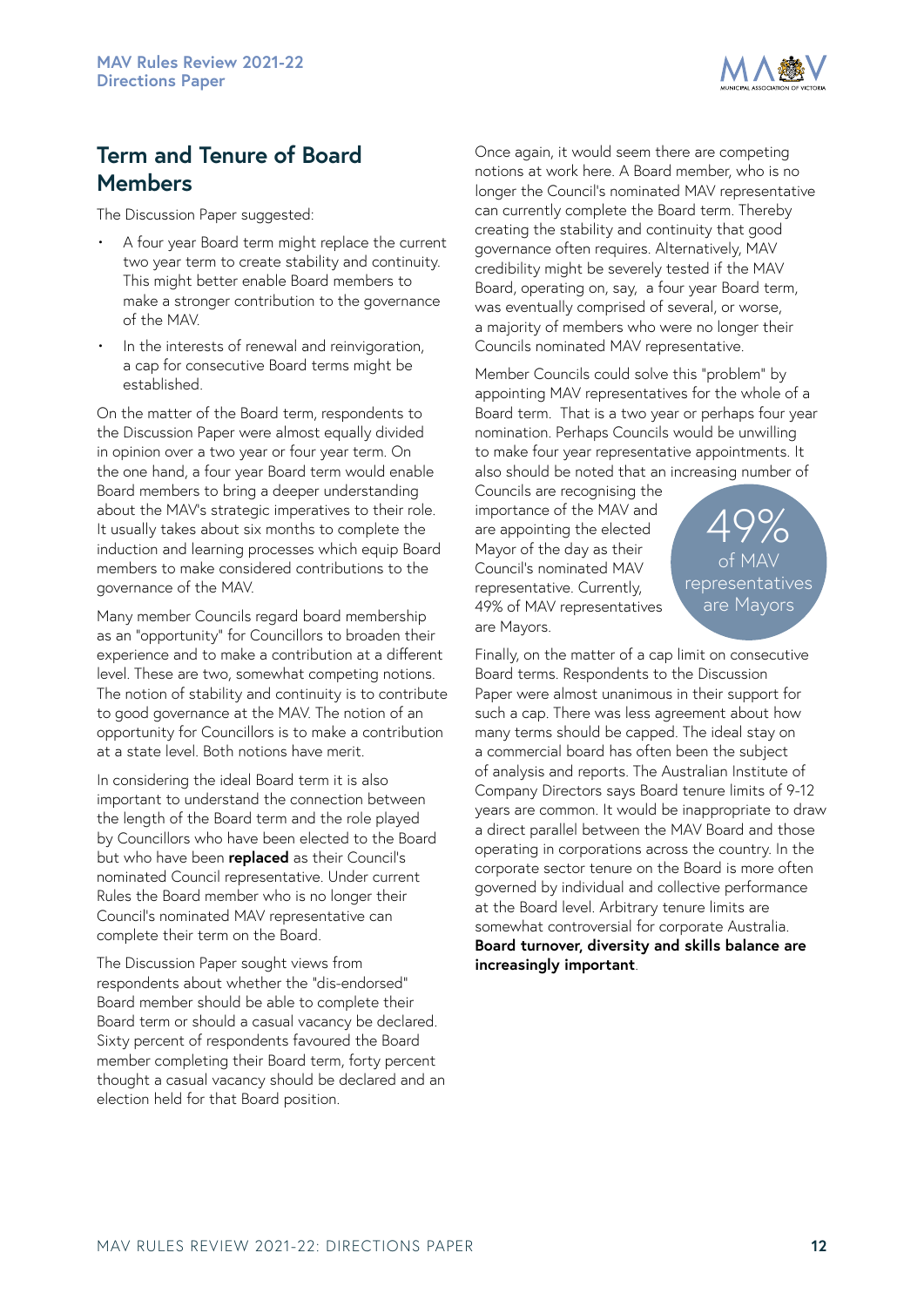## Term and Tenure of Board Members

The Discussion Paper suggested:

- A four year Board term might replace the current two year term to create stability and continuity. This might better enable Board members to make a stronger contribution to the governance of the MAV.
- In the interests of renewal and reinvigoration, a cap for consecutive Board terms might be established.

On the matter of the Board term, respondents to the Discussion Paper were almost equally divided in opinion over a two year or four year term. On the one hand, a four year Board term would enable Board members to bring a deeper understanding about the MAV's strategic imperatives to their role. It usually takes about six months to complete the induction and learning processes which equip Board members to make considered contributions to the governance of the MAV.

Many member Councils regard board membership as an "opportunity" for Councillors to broaden their experience and to make a contribution at a different level. These are two, somewhat competing notions. The notion of stability and continuity is to contribute to good governance at the MAV. The notion of an opportunity for Councillors is to make a contribution at a state level. Both notions have merit.

In considering the ideal Board term it is also important to understand the connection between the length of the Board term and the role played by Councillors who have been elected to the Board but who have been **replaced** as their Council's nominated Council representative. Under current Rules the Board member who is no longer their Council's nominated MAV representative can complete their term on the Board.

The Discussion Paper sought views from respondents about whether the "dis-endorsed" Board member should be able to complete their Board term or should a casual vacancy be declared. Sixty percent of respondents favoured the Board member completing their Board term, forty percent thought a casual vacancy should be declared and an election held for that Board position.

Once again, it would seem there are competing notions at work here. A Board member, who is no longer the Council's nominated MAV representative can currently complete the Board term. Thereby creating the stability and continuity that good governance often requires. Alternatively, MAV credibility might be severely tested if the MAV Board, operating on, say, a four year Board term, was eventually comprised of several, or worse, a majority of members who were no longer their Councils nominated MAV representative.

Member Councils could solve this "problem" by appointing MAV representatives for the whole of a Board term. That is a two year or perhaps four year nomination. Perhaps Councils would be unwilling to make four year representative appointments. It also should be noted that an increasing number of Councils are recognising the importance of the MAV and are appointing the elected Mayor of the day as their Council's nominated MAV representative. Currently, 49% of MAV representatives are Mayors.

49% of MAV representatives are Mayors

Finally, on the matter of a cap limit on consecutive Board terms. Respondents to the Discussion Paper were almost unanimous in their support for such a cap. There was less agreement about how many terms should be capped. The ideal stay on a commercial board has often been the subject of analysis and reports. The Australian Institute of Company Directors says Board tenure limits of 9-12 years are common. It would be inappropriate to draw a direct parallel between the MAV Board and those operating in corporations across the country. In the corporate sector tenure on the Board is more often governed by individual and collective performance at the Board level. Arbitrary tenure limits are somewhat controversial for corporate Australia. **Board turnover, diversity and skills balance are increasingly important**.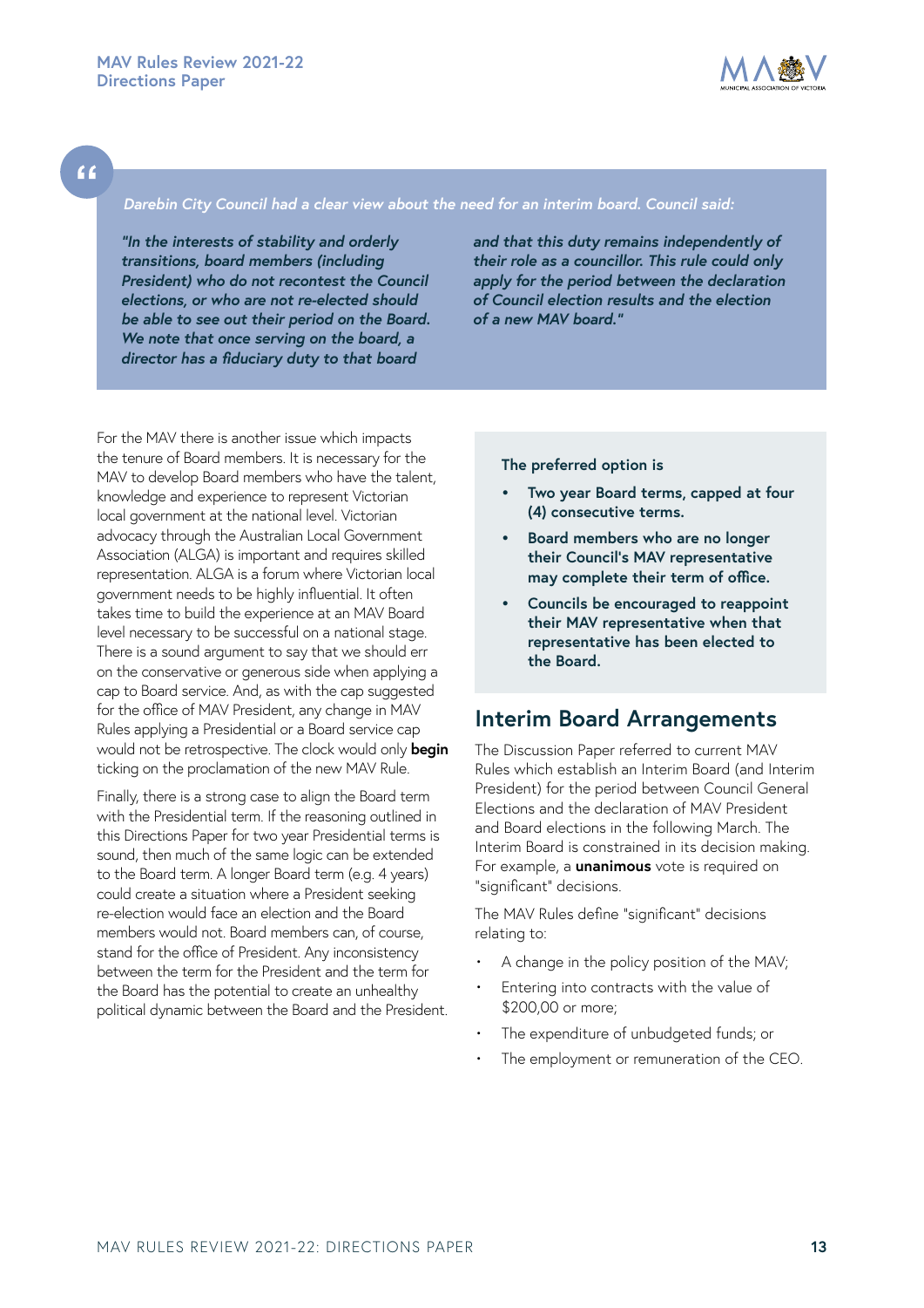*Darebin City Council had a clear view about the need for an interim board. Council said:*

***"In the interests of stability and orderly transitions, board members (including President) who do not recontest the Council elections, or who are not re-elected should be able to see out their period on the Board. We note that once serving on the board, a director has a fiduciary duty to that board and that this duty remains independently of their role as a councillor. This rule could only apply for the period between the declaration of Council election results and the election of a new MAV board."***

For the MAV there is another issue which impacts the tenure of Board members. It is necessary for the MAV to develop Board members who have the talent, knowledge and experience to represent Victorian local government at the national level. Victorian advocacy through the Australian Local Government Association (ALGA) is important and requires skilled representation. ALGA is a forum where Victorian local government needs to be highly influential. It often takes time to build the experience at an MAV Board level necessary to be successful on a national stage. There is a sound argument to say that we should err on the conservative or generous side when applying a cap to Board service. And, as with the cap suggested for the office of MAV President, any change in MAV Rules applying a Presidential or a Board service cap would not be retrospective. The clock would only **begin** ticking on the proclamation of the new MAV Rule.

Finally, there is a strong case to align the Board term with the Presidential term. If the reasoning outlined in this Directions Paper for two year Presidential terms is sound, then much of the same logic can be extended to the Board term. A longer Board term (e.g. 4 years) could create a situation where a President seeking re-election would face an election and the Board members would not. Board members can, of course, stand for the office of President. Any inconsistency between the term for the President and the term for the Board has the potential to create an unhealthy political dynamic between the Board and the President.

**The preferred option is**

- **Two year Board terms, capped at four (4) consecutive terms.**
- **Board members who are no longer their Council's MAV representative may complete their term of office.**
- **Councils be encouraged to reappoint their MAV representative when that representative has been elected to the Board.**

## Interim Board Arrangements

The Discussion Paper referred to current MAV Rules which establish an Interim Board (and Interim President) for the period between Council General Elections and the declaration of MAV President and Board elections in the following March. The Interim Board is constrained in its decision making. For example, a **unanimous** vote is required on "significant" decisions.

The MAV Rules define "significant" decisions relating to:

- A change in the policy position of the MAV;
- Entering into contracts with the value of $200,00 or more;
- The expenditure of unbudgeted funds; or
- The employment or remuneration of the CEO.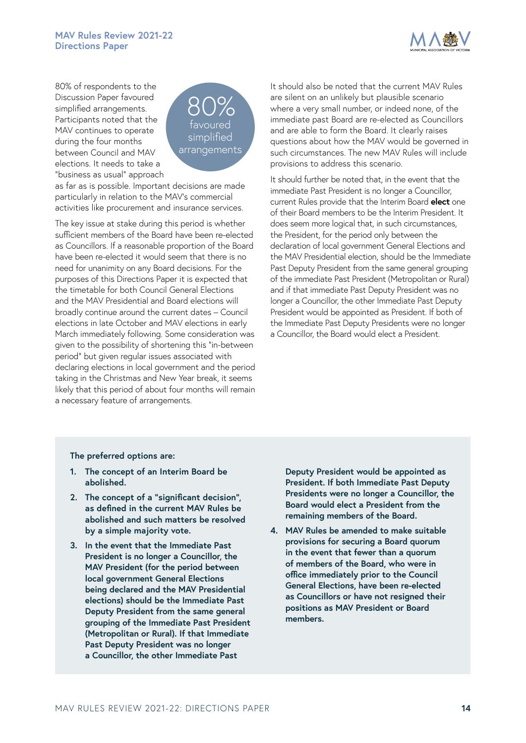80% of respondents to the Discussion Paper favoured simplified arrangements. Participants noted that the MAV continues to operate during the four months between Council and MAV elections. It needs to take a "business as usual" approach as far as is possible. Important decisions are made particularly in relation to the MAV's commercial activities like procurement and insurance services.

**80%** favoured simplified arrangements

The key issue at stake during this period is whether sufficient members of the Board have been re-elected as Councillors. If a reasonable proportion of the Board have been re-elected it would seem that there is no need for unanimity on any Board decisions. For the purposes of this Directions Paper it is expected that the timetable for both Council General Elections and the MAV Presidential and Board elections will broadly continue around the current dates – Council elections in late October and MAV elections in early March immediately following. Some consideration was given to the possibility of shortening this "in-between period" but given regular issues associated with declaring elections in local government and the period taking in the Christmas and New Year break, it seems likely that this period of about four months will remain a necessary feature of arrangements.

It should also be noted that the current MAV Rules are silent on an unlikely but plausible scenario where a very small number, or indeed none, of the immediate past Board are re-elected as Councillors and are able to form the Board. It clearly raises questions about how the MAV would be governed in such circumstances. The new MAV Rules will include provisions to address this scenario.

It should further be noted that, in the event that the immediate Past President is no longer a Councillor, current Rules provide that the Interim Board **elect** one of their Board members to be the Interim President. It does seem more logical that, in such circumstances, the President, for the period only between the declaration of local government General Elections and the MAV Presidential election, should be the Immediate Past Deputy President from the same general grouping of the immediate Past President (Metropolitan or Rural) and if that immediate Past Deputy President was no longer a Councillor, the other Immediate Past Deputy President would be appointed as President. If both of the Immediate Past Deputy Presidents were no longer a Councillor, the Board would elect a President.

**The preferred options are:**

1. **The concept of an Interim Board be abolished.**
2. **The concept of a "significant decision", as defined in the current MAV Rules be abolished and such matters be resolved by a simple majority vote.**
3. **In the event that the Immediate Past President is no longer a Councillor, the MAV President (for the period between local government General Elections being declared and the MAV Presidential elections) should be the Immediate Past Deputy President from the same general grouping of the Immediate Past President (Metropolitan or Rural). If that Immediate Past Deputy President was no longer a Councillor, the other Immediate Past Deputy President would be appointed as President. If both Immediate Past Deputy Presidents were no longer a Councillor, the Board would elect a President from the remaining members of the Board.**
4. **MAV Rules be amended to make suitable provisions for securing a Board quorum in the event that fewer than a quorum of members of the Board, who were in office immediately prior to the Council General Elections, have been re-elected as Councillors or have not resigned their positions as MAV President or Board members.**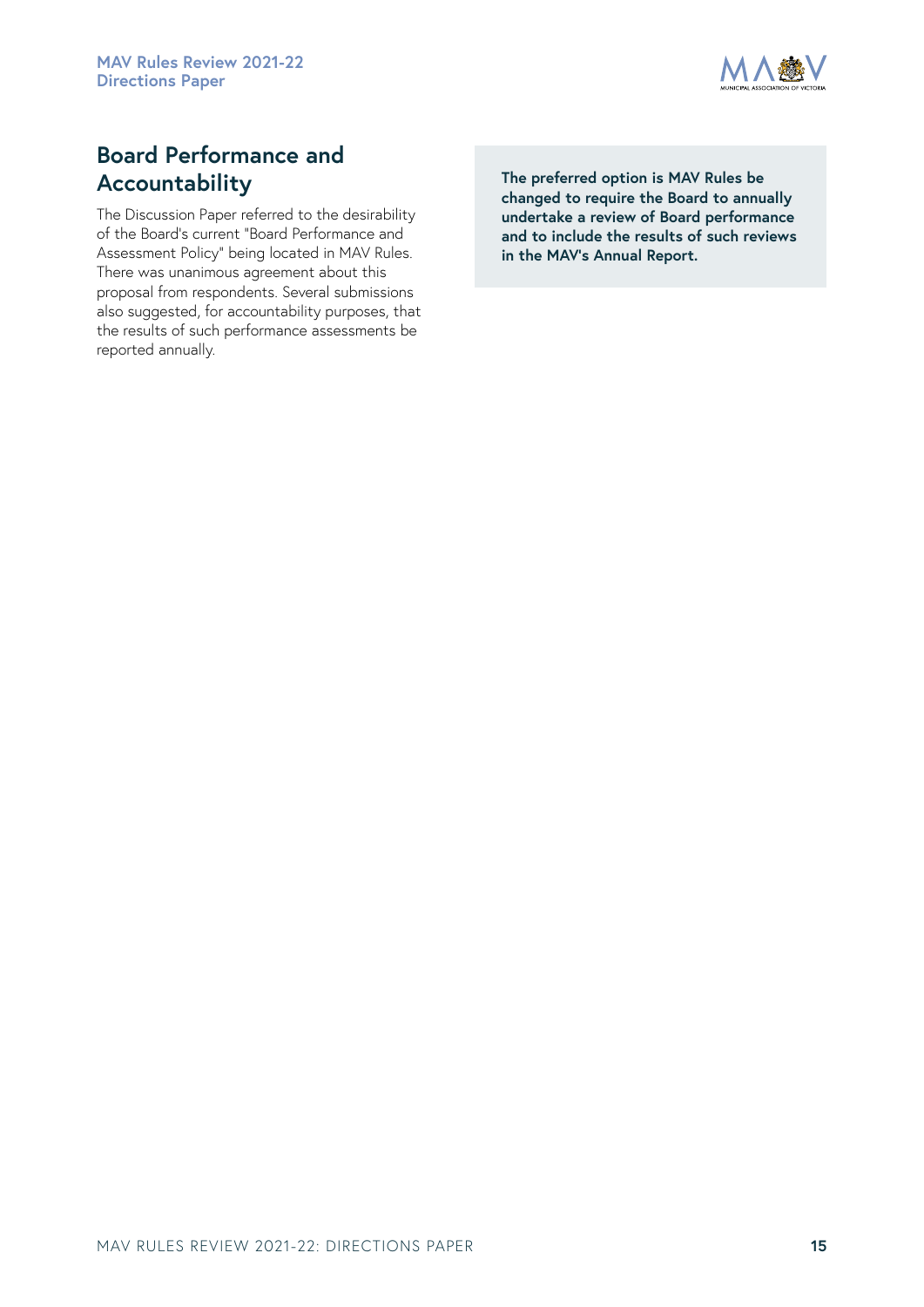## Board Performance and Accountability

The Discussion Paper referred to the desirability of the Board's current "Board Performance and Assessment Policy" being located in MAV Rules. There was unanimous agreement about this proposal from respondents. Several submissions also suggested, for accountability purposes, that the results of such performance assessments be reported annually.

**The preferred option is MAV Rules be changed to require the Board to annually undertake a review of Board performance and to include the results of such reviews in the MAV's Annual Report.**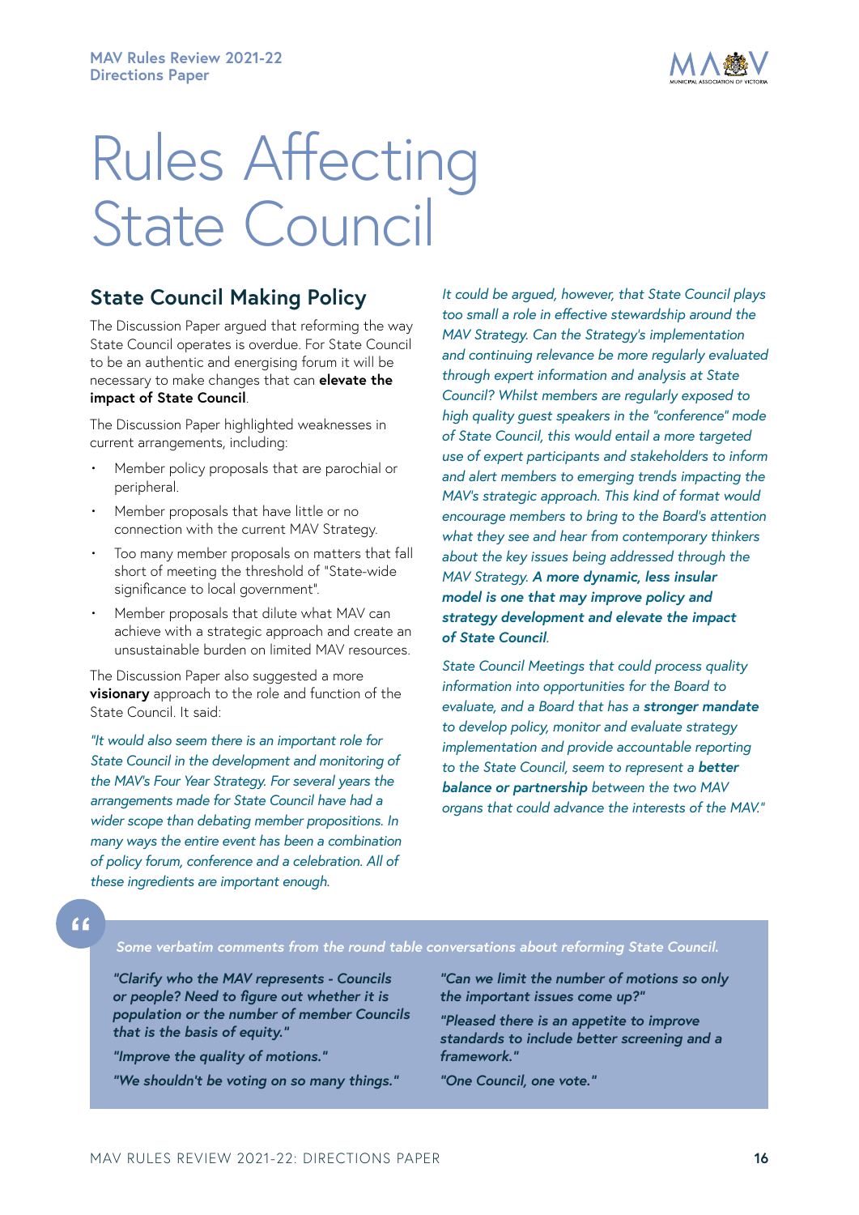# Rules Affecting State Council

## State Council Making Policy

The Discussion Paper argued that reforming the way State Council operates is overdue. For State Council to be an authentic and energising forum it will be necessary to make changes that can **elevate the impact of State Council**.

The Discussion Paper highlighted weaknesses in current arrangements, including:

- Member policy proposals that are parochial or peripheral.
- Member proposals that have little or no connection with the current MAV Strategy.
- Too many member proposals on matters that fall short of meeting the threshold of "State-wide significance to local government".
- Member proposals that dilute what MAV can achieve with a strategic approach and create an unsustainable burden on limited MAV resources.

The Discussion Paper also suggested a more **visionary** approach to the role and function of the State Council. It said:

*"It would also seem there is an important role for State Council in the development and monitoring of the MAV's Four Year Strategy. For several years the arrangements made for State Council have had a wider scope than debating member propositions. In many ways the entire event has been a combination of policy forum, conference and a celebration. All of these ingredients are important enough.*

*It could be argued, however, that State Council plays too small a role in effective stewardship around the MAV Strategy. Can the Strategy's implementation and continuing relevance be more regularly evaluated through expert information and analysis at State Council? Whilst members are regularly exposed to high quality guest speakers in the "conference" mode of State Council, this would entail a more targeted use of expert participants and stakeholders to inform and alert members to emerging trends impacting the MAV's strategic approach. This kind of format would encourage members to bring to the Board's attention what they see and hear from contemporary thinkers about the key issues being addressed through the MAV Strategy.* ***A more dynamic, less insular model is one that may improve policy and strategy development and elevate the impact of State Council****.*

*State Council Meetings that could process quality information into opportunities for the Board to evaluate, and a Board that has a* ***stronger mandate*** *to develop policy, monitor and evaluate strategy implementation and provide accountable reporting to the State Council, seem to represent a* ***better balance or partnership*** *between the two MAV organs that could advance the interests of the MAV."*

> *Some verbatim comments from the round table conversations about reforming State Council.*
>
> ***"Clarify who the MAV represents - Councils or people? Need to figure out whether it is population or the number of member Councils that is the basis of equity."***
>
> ***"Improve the quality of motions."***
>
> ***"We shouldn't be voting on so many things."***
>
> ***"Can we limit the number of motions so only the important issues come up?"***
>
> ***"Pleased there is an appetite to improve standards to include better screening and a framework."***
>
> ***"One Council, one vote."***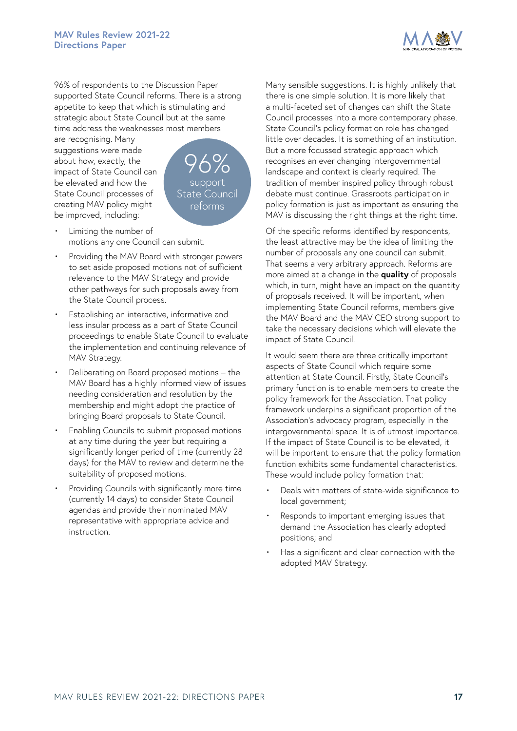96% of respondents to the Discussion Paper supported State Council reforms. There is a strong appetite to keep that which is stimulating and strategic about State Council but at the same time address the weaknesses most members are recognising. Many suggestions were made about how, exactly, the impact of State Council can be elevated and how the State Council processes of creating MAV policy might be improved, including:

96% support State Council reforms

- Limiting the number of motions any one Council can submit.
- Providing the MAV Board with stronger powers to set aside proposed motions not of sufficient relevance to the MAV Strategy and provide other pathways for such proposals away from the State Council process.
- Establishing an interactive, informative and less insular process as a part of State Council proceedings to enable State Council to evaluate the implementation and continuing relevance of MAV Strategy.
- Deliberating on Board proposed motions – the MAV Board has a highly informed view of issues needing consideration and resolution by the membership and might adopt the practice of bringing Board proposals to State Council.
- Enabling Councils to submit proposed motions at any time during the year but requiring a significantly longer period of time (currently 28 days) for the MAV to review and determine the suitability of proposed motions.
- Providing Councils with significantly more time (currently 14 days) to consider State Council agendas and provide their nominated MAV representative with appropriate advice and instruction.

Many sensible suggestions. It is highly unlikely that there is one simple solution. It is more likely that a multi-faceted set of changes can shift the State Council processes into a more contemporary phase. State Council's policy formation role has changed little over decades. It is something of an institution. But a more focussed strategic approach which recognises an ever changing intergovernmental landscape and context is clearly required. The tradition of member inspired policy through robust debate must continue. Grassroots participation in policy formation is just as important as ensuring the MAV is discussing the right things at the right time.

Of the specific reforms identified by respondents, the least attractive may be the idea of limiting the number of proposals any one council can submit. That seems a very arbitrary approach. Reforms are more aimed at a change in the **quality** of proposals which, in turn, might have an impact on the quantity of proposals received. It will be important, when implementing State Council reforms, members give the MAV Board and the MAV CEO strong support to take the necessary decisions which will elevate the impact of State Council.

It would seem there are three critically important aspects of State Council which require some attention at State Council. Firstly, State Council's primary function is to enable members to create the policy framework for the Association. That policy framework underpins a significant proportion of the Association's advocacy program, especially in the intergovernmental space. It is of utmost importance. If the impact of State Council is to be elevated, it will be important to ensure that the policy formation function exhibits some fundamental characteristics. These would include policy formation that:

- Deals with matters of state-wide significance to local government;
- Responds to important emerging issues that demand the Association has clearly adopted positions; and
- Has a significant and clear connection with the adopted MAV Strategy.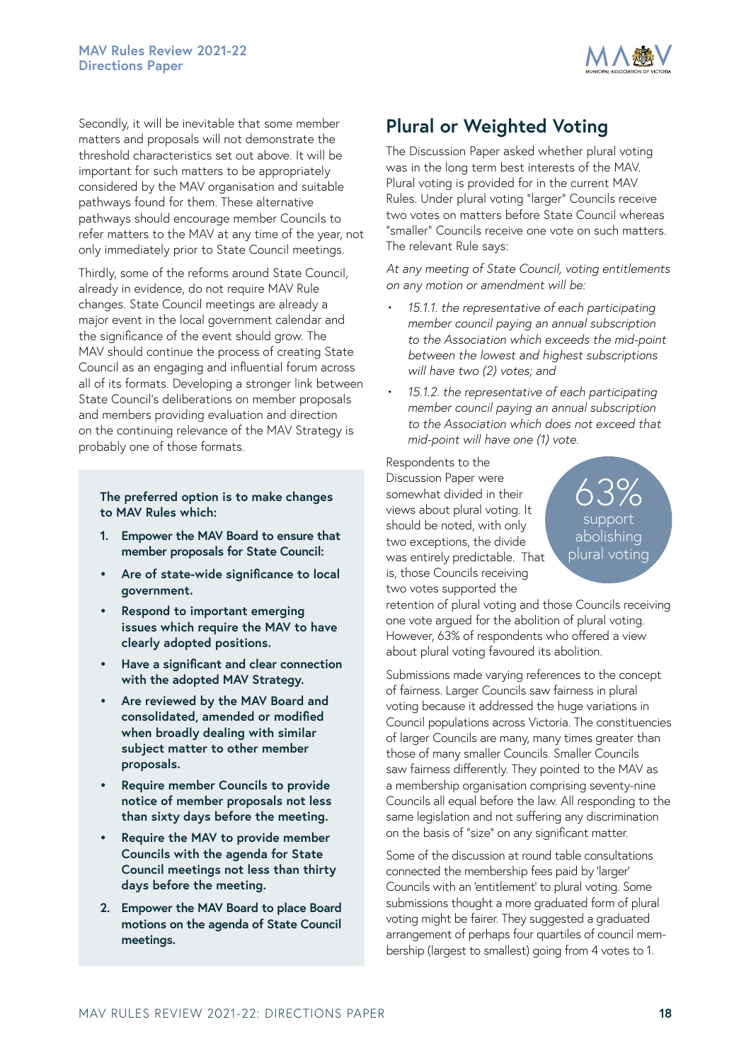Secondly, it will be inevitable that some member matters and proposals will not demonstrate the threshold characteristics set out above. It will be important for such matters to be appropriately considered by the MAV organisation and suitable pathways found for them. These alternative pathways should encourage member Councils to refer matters to the MAV at any time of the year, not only immediately prior to State Council meetings.

Thirdly, some of the reforms around State Council, already in evidence, do not require MAV Rule changes. State Council meetings are already a major event in the local government calendar and the significance of the event should grow. The MAV should continue the process of creating State Council as an engaging and influential forum across all of its formats. Developing a stronger link between State Council's deliberations on member proposals and members providing evaluation and direction on the continuing relevance of the MAV Strategy is probably one of those formats.

**The preferred option is to make changes to MAV Rules which:**

1. **Empower the MAV Board to ensure that member proposals for State Council:**
   - **Are of state-wide significance to local government.**
   - **Respond to important emerging issues which require the MAV to have clearly adopted positions.**
   - **Have a significant and clear connection with the adopted MAV Strategy.**
   - **Are reviewed by the MAV Board and consolidated, amended or modified when broadly dealing with similar subject matter to other member proposals.**
   - **Require member Councils to provide notice of member proposals not less than sixty days before the meeting.**
   - **Require the MAV to provide member Councils with the agenda for State Council meetings not less than thirty days before the meeting.**
2. **Empower the MAV Board to place Board motions on the agenda of State Council meetings.**

## Plural or Weighted Voting

The Discussion Paper asked whether plural voting was in the long term best interests of the MAV. Plural voting is provided for in the current MAV Rules. Under plural voting "larger" Councils receive two votes on matters before State Council whereas "smaller" Councils receive one vote on such matters. The relevant Rule says:

*At any meeting of State Council, voting entitlements on any motion or amendment will be:*

- *15.1.1. the representative of each participating member council paying an annual subscription to the Association which exceeds the mid-point between the lowest and highest subscriptions will have two (2) votes; and*
- *15.1.2. the representative of each participating member council paying an annual subscription to the Association which does not exceed that mid-point will have one (1) vote.*

63% support abolishing plural voting

Respondents to the Discussion Paper were somewhat divided in their views about plural voting. It should be noted, with only two exceptions, the divide was entirely predictable. That is, those Councils receiving two votes supported the retention of plural voting and those Councils receiving one vote argued for the abolition of plural voting. However, 63% of respondents who offered a view about plural voting favoured its abolition.

Submissions made varying references to the concept of fairness. Larger Councils saw fairness in plural voting because it addressed the huge variations in Council populations across Victoria. The constituencies of larger Councils are many, many times greater than those of many smaller Councils. Smaller Councils saw fairness differently. They pointed to the MAV as a membership organisation comprising seventy-nine Councils all equal before the law. All responding to the same legislation and not suffering any discrimination on the basis of "size" on any significant matter.

Some of the discussion at round table consultations connected the membership fees paid by 'larger' Councils with an 'entitlement' to plural voting. Some submissions thought a more graduated form of plural voting might be fairer. They suggested a graduated arrangement of perhaps four quartiles of council membership (largest to smallest) going from 4 votes to 1.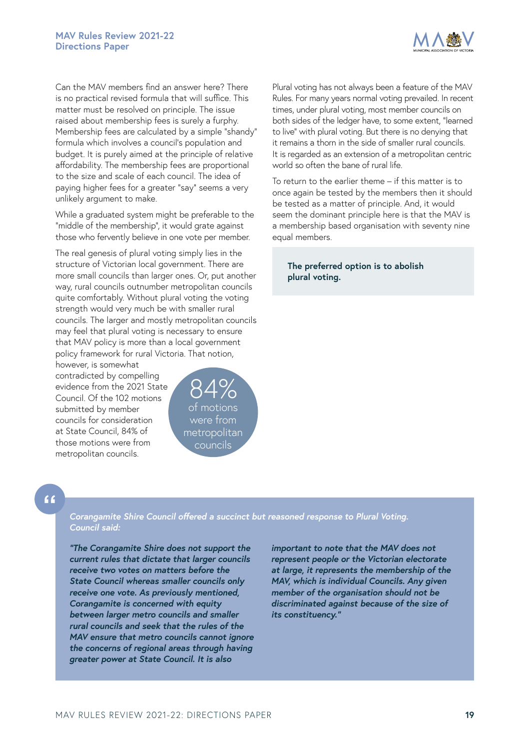Can the MAV members find an answer here? There is no practical revised formula that will suffice. This matter must be resolved on principle. The issue raised about membership fees is surely a furphy. Membership fees are calculated by a simple "shandy" formula which involves a council's population and budget. It is purely aimed at the principle of relative affordability. The membership fees are proportional to the size and scale of each council. The idea of paying higher fees for a greater "say" seems a very unlikely argument to make.

While a graduated system might be preferable to the "middle of the membership", it would grate against those who fervently believe in one vote per member.

The real genesis of plural voting simply lies in the structure of Victorian local government. There are more small councils than larger ones. Or, put another way, rural councils outnumber metropolitan councils quite comfortably. Without plural voting the voting strength would very much be with smaller rural councils. The larger and mostly metropolitan councils may feel that plural voting is necessary to ensure that MAV policy is more than a local government policy framework for rural Victoria. That notion, however, is somewhat contradicted by compelling evidence from the 2021 State Council. Of the 102 motions submitted by member councils for consideration at State Council, 84% of those motions were from metropolitan councils.

84% of motions were from metropolitan councils

Plural voting has not always been a feature of the MAV Rules. For many years normal voting prevailed. In recent times, under plural voting, most member councils on both sides of the ledger have, to some extent, "learned to live" with plural voting. But there is no denying that it remains a thorn in the side of smaller rural councils. It is regarded as an extension of a metropolitan centric world so often the bane of rural life.

To return to the earlier theme – if this matter is to once again be tested by the members then it should be tested as a matter of principle. And, it would seem the dominant principle here is that the MAV is a membership based organisation with seventy nine equal members.

**The preferred option is to abolish plural voting.**

*Corangamite Shire Council offered a succinct but reasoned response to Plural Voting. Council said:*

*"The Corangamite Shire does not support the current rules that dictate that larger councils receive two votes on matters before the State Council whereas smaller councils only receive one vote. As previously mentioned, Corangamite is concerned with equity between larger metro councils and smaller rural councils and seek that the rules of the MAV ensure that metro councils cannot ignore the concerns of regional areas through having greater power at State Council. It is also important to note that the MAV does not represent people or the Victorian electorate at large, it represents the membership of the MAV, which is individual Councils. Any given member of the organisation should not be discriminated against because of the size of its constituency."*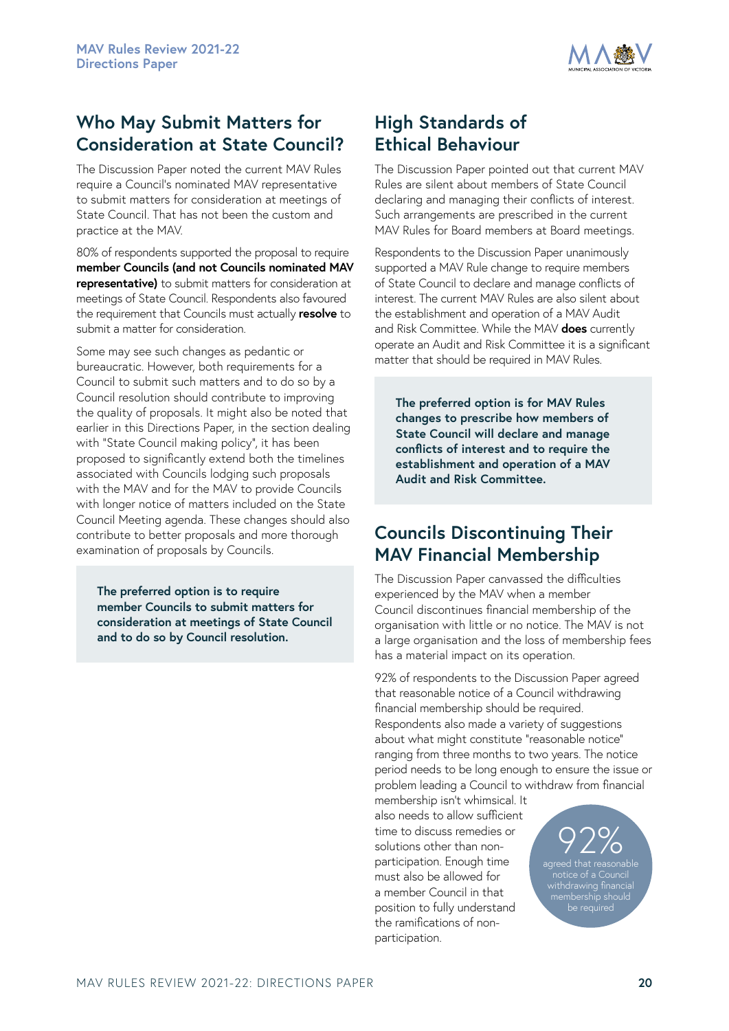## Who May Submit Matters for Consideration at State Council?

The Discussion Paper noted the current MAV Rules require a Council's nominated MAV representative to submit matters for consideration at meetings of State Council. That has not been the custom and practice at the MAV.

80% of respondents supported the proposal to require **member Councils (and not Councils nominated MAV representative)** to submit matters for consideration at meetings of State Council. Respondents also favoured the requirement that Councils must actually **resolve** to submit a matter for consideration.

Some may see such changes as pedantic or bureaucratic. However, both requirements for a Council to submit such matters and to do so by a Council resolution should contribute to improving the quality of proposals. It might also be noted that earlier in this Directions Paper, in the section dealing with "State Council making policy", it has been proposed to significantly extend both the timelines associated with Councils lodging such proposals with the MAV and for the MAV to provide Councils with longer notice of matters included on the State Council Meeting agenda. These changes should also contribute to better proposals and more thorough examination of proposals by Councils.

**The preferred option is to require member Councils to submit matters for consideration at meetings of State Council and to do so by Council resolution.**

## High Standards of Ethical Behaviour

The Discussion Paper pointed out that current MAV Rules are silent about members of State Council declaring and managing their conflicts of interest. Such arrangements are prescribed in the current MAV Rules for Board members at Board meetings.

Respondents to the Discussion Paper unanimously supported a MAV Rule change to require members of State Council to declare and manage conflicts of interest. The current MAV Rules are also silent about the establishment and operation of a MAV Audit and Risk Committee. While the MAV **does** currently operate an Audit and Risk Committee it is a significant matter that should be required in MAV Rules.

**The preferred option is for MAV Rules changes to prescribe how members of State Council will declare and manage conflicts of interest and to require the establishment and operation of a MAV Audit and Risk Committee.**

## Councils Discontinuing Their MAV Financial Membership

The Discussion Paper canvassed the difficulties experienced by the MAV when a member Council discontinues financial membership of the organisation with little or no notice. The MAV is not a large organisation and the loss of membership fees has a material impact on its operation.

92% of respondents to the Discussion Paper agreed that reasonable notice of a Council withdrawing financial membership should be required. Respondents also made a variety of suggestions about what might constitute "reasonable notice" ranging from three months to two years. The notice period needs to be long enough to ensure the issue or problem leading a Council to withdraw from financial membership isn't whimsical. It also needs to allow sufficient time to discuss remedies or solutions other than non-participation. Enough time must also be allowed for a member Council in that position to fully understand the ramifications of non-participation.

92% agreed that reasonable notice of a Council withdrawing financial membership should be required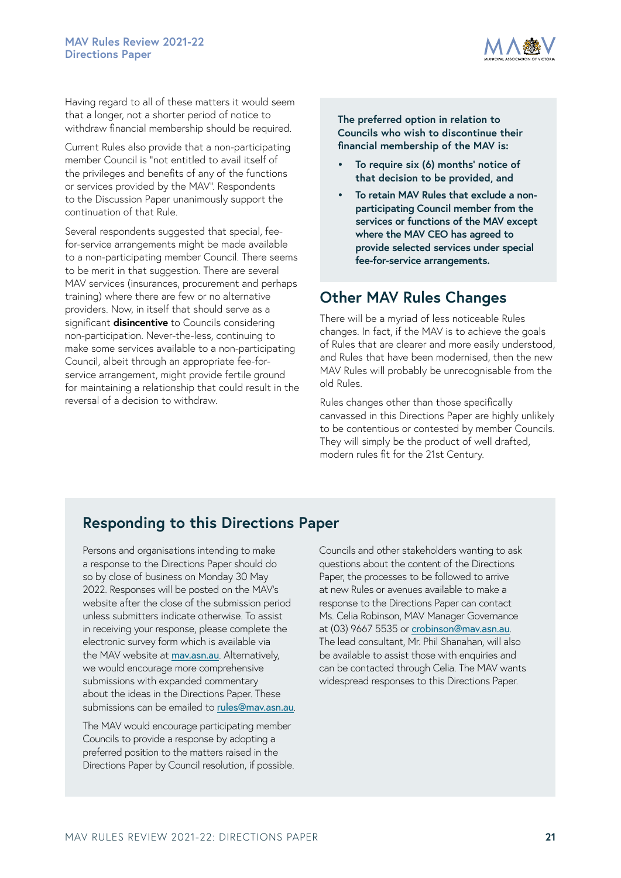Having regard to all of these matters it would seem that a longer, not a shorter period of notice to withdraw financial membership should be required.

Current Rules also provide that a non-participating member Council is "not entitled to avail itself of the privileges and benefits of any of the functions or services provided by the MAV". Respondents to the Discussion Paper unanimously support the continuation of that Rule.

Several respondents suggested that special, fee-for-service arrangements might be made available to a non-participating member Council. There seems to be merit in that suggestion. There are several MAV services (insurances, procurement and perhaps training) where there are few or no alternative providers. Now, in itself that should serve as a significant **disincentive** to Councils considering non-participation. Never-the-less, continuing to make some services available to a non-participating Council, albeit through an appropriate fee-for-service arrangement, might provide fertile ground for maintaining a relationship that could result in the reversal of a decision to withdraw.

**The preferred option in relation to Councils who wish to discontinue their financial membership of the MAV is:**

- **To require six (6) months' notice of that decision to be provided, and**
- **To retain MAV Rules that exclude a non-participating Council member from the services or functions of the MAV except where the MAV CEO has agreed to provide selected services under special fee-for-service arrangements.**

## Other MAV Rules Changes

There will be a myriad of less noticeable Rules changes. In fact, if the MAV is to achieve the goals of Rules that are clearer and more easily understood, and Rules that have been modernised, then the new MAV Rules will probably be unrecognisable from the old Rules.

Rules changes other than those specifically canvassed in this Directions Paper are highly unlikely to be contentious or contested by member Councils. They will simply be the product of well drafted, modern rules fit for the 21st Century.

## Responding to this Directions Paper

Persons and organisations intending to make a response to the Directions Paper should do so by close of business on Monday 30 May 2022. Responses will be posted on the MAV's website after the close of the submission period unless submitters indicate otherwise. To assist in receiving your response, please complete the electronic survey form which is available via the MAV website at mav.asn.au. Alternatively, we would encourage more comprehensive submissions with expanded commentary about the ideas in the Directions Paper. These submissions can be emailed to rules@mav.asn.au.

The MAV would encourage participating member Councils to provide a response by adopting a preferred position to the matters raised in the Directions Paper by Council resolution, if possible.

Councils and other stakeholders wanting to ask questions about the content of the Directions Paper, the processes to be followed to arrive at new Rules or avenues available to make a response to the Directions Paper can contact Ms. Celia Robinson, MAV Manager Governance at (03) 9667 5535 or crobinson@mav.asn.au. The lead consultant, Mr. Phil Shanahan, will also be available to assist those with enquiries and can be contacted through Celia. The MAV wants widespread responses to this Directions Paper.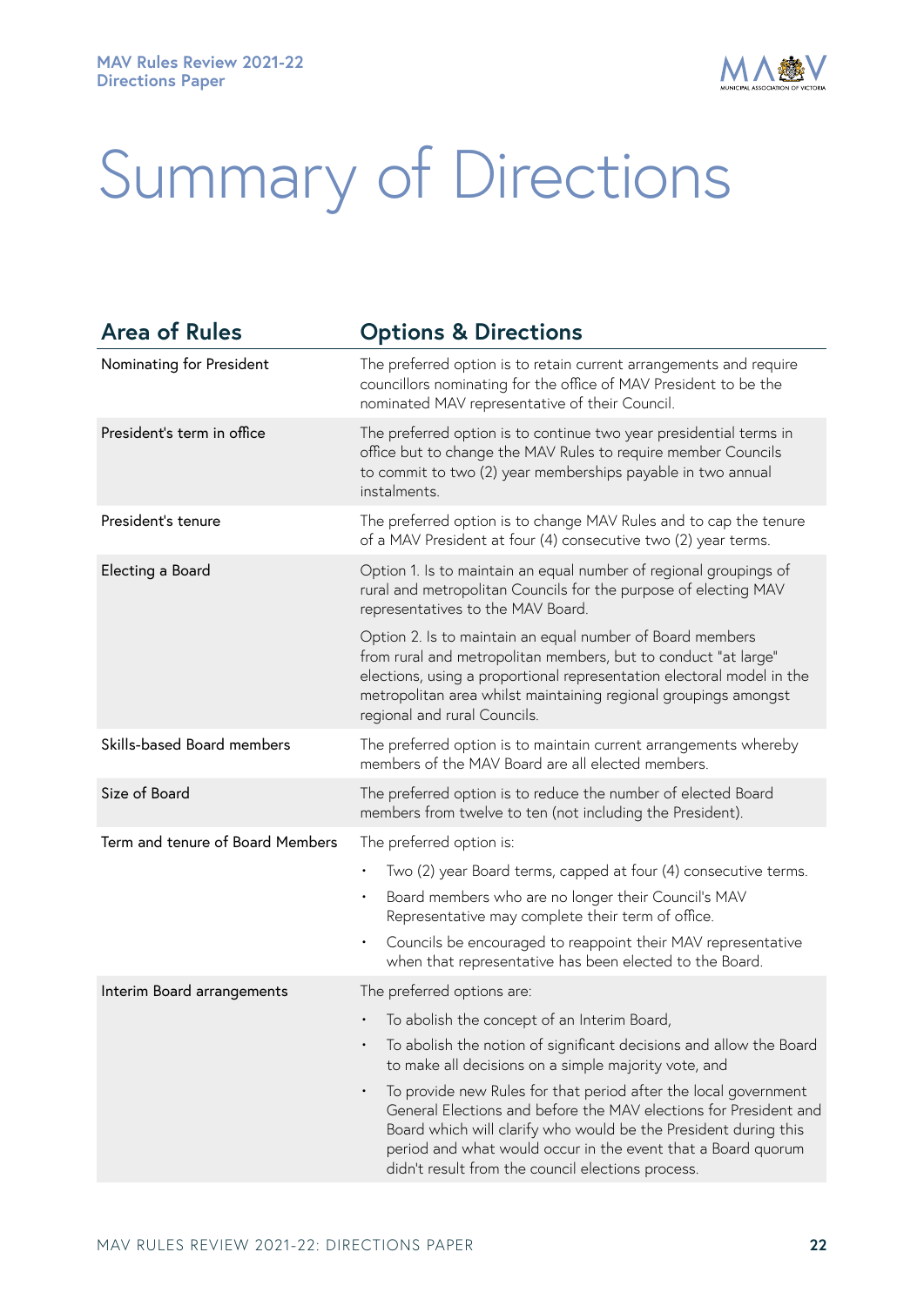# Summary of Directions

| Area of Rules | Options & Directions |
|---|---|
| Nominating for President | The preferred option is to retain current arrangements and require councillors nominating for the office of MAV President to be the nominated MAV representative of their Council. |
| President's term in office | The preferred option is to continue two year presidential terms in office but to change the MAV Rules to require member Councils to commit to two (2) year memberships payable in two annual instalments. |
| President's tenure | The preferred option is to change MAV Rules and to cap the tenure of a MAV President at four (4) consecutive two (2) year terms. |
| Electing a Board | Option 1. Is to maintain an equal number of regional groupings of rural and metropolitan Councils for the purpose of electing MAV representatives to the MAV Board.<br><br>Option 2. Is to maintain an equal number of Board members from rural and metropolitan members, but to conduct "at large" elections, using a proportional representation electoral model in the metropolitan area whilst maintaining regional groupings amongst regional and rural Councils. |
| Skills-based Board members | The preferred option is to maintain current arrangements whereby members of the MAV Board are all elected members. |
| Size of Board | The preferred option is to reduce the number of elected Board members from twelve to ten (not including the President). |
| Term and tenure of Board Members | The preferred option is:<br>• Two (2) year Board terms, capped at four (4) consecutive terms.<br>• Board members who are no longer their Council's MAV Representative may complete their term of office.<br>• Councils be encouraged to reappoint their MAV representative when that representative has been elected to the Board. |
| Interim Board arrangements | The preferred options are:<br>• To abolish the concept of an Interim Board,<br>• To abolish the notion of significant decisions and allow the Board to make all decisions on a simple majority vote, and<br>• To provide new Rules for that period after the local government General Elections and before the MAV elections for President and Board which will clarify who would be the President during this period and what would occur in the event that a Board quorum didn't result from the council elections process. |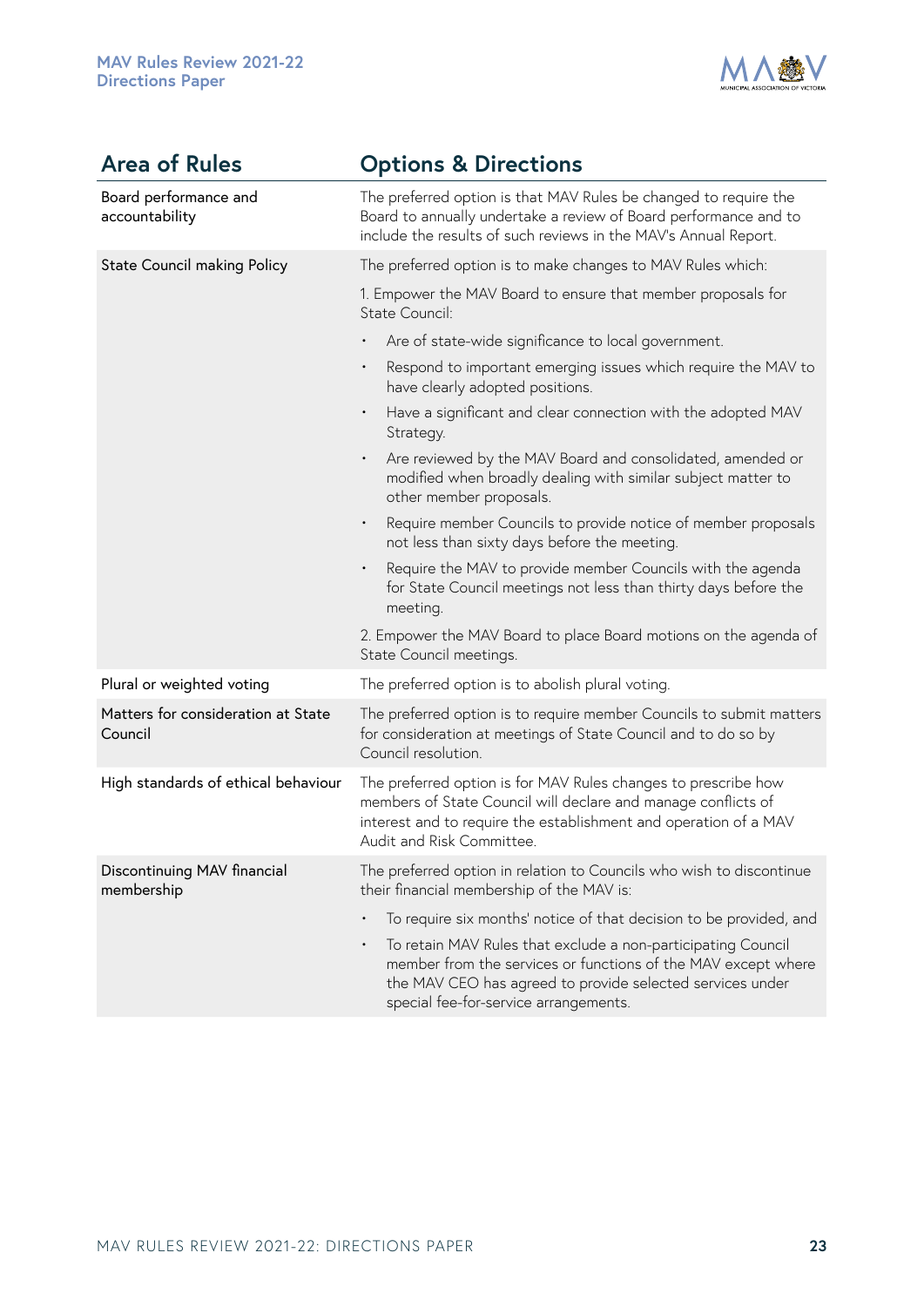| Area of Rules | Options & Directions |
|---|---|
| Board performance and accountability | The preferred option is that MAV Rules be changed to require the Board to annually undertake a review of Board performance and to include the results of such reviews in the MAV's Annual Report. |
| State Council making Policy | The preferred option is to make changes to MAV Rules which:<br><br>1. Empower the MAV Board to ensure that member proposals for State Council:<br><br>• Are of state-wide significance to local government.<br>• Respond to important emerging issues which require the MAV to have clearly adopted positions.<br>• Have a significant and clear connection with the adopted MAV Strategy.<br>• Are reviewed by the MAV Board and consolidated, amended or modified when broadly dealing with similar subject matter to other member proposals.<br>• Require member Councils to provide notice of member proposals not less than sixty days before the meeting.<br>• Require the MAV to provide member Councils with the agenda for State Council meetings not less than thirty days before the meeting.<br><br>2. Empower the MAV Board to place Board motions on the agenda of State Council meetings. |
| Plural or weighted voting | The preferred option is to abolish plural voting. |
| Matters for consideration at State Council | The preferred option is to require member Councils to submit matters for consideration at meetings of State Council and to do so by Council resolution. |
| High standards of ethical behaviour | The preferred option is for MAV Rules changes to prescribe how members of State Council will declare and manage conflicts of interest and to require the establishment and operation of a MAV Audit and Risk Committee. |
| Discontinuing MAV financial membership | The preferred option in relation to Councils who wish to discontinue their financial membership of the MAV is:<br><br>• To require six months' notice of that decision to be provided, and<br>• To retain MAV Rules that exclude a non-participating Council member from the services or functions of the MAV except where the MAV CEO has agreed to provide selected services under special fee-for-service arrangements. |